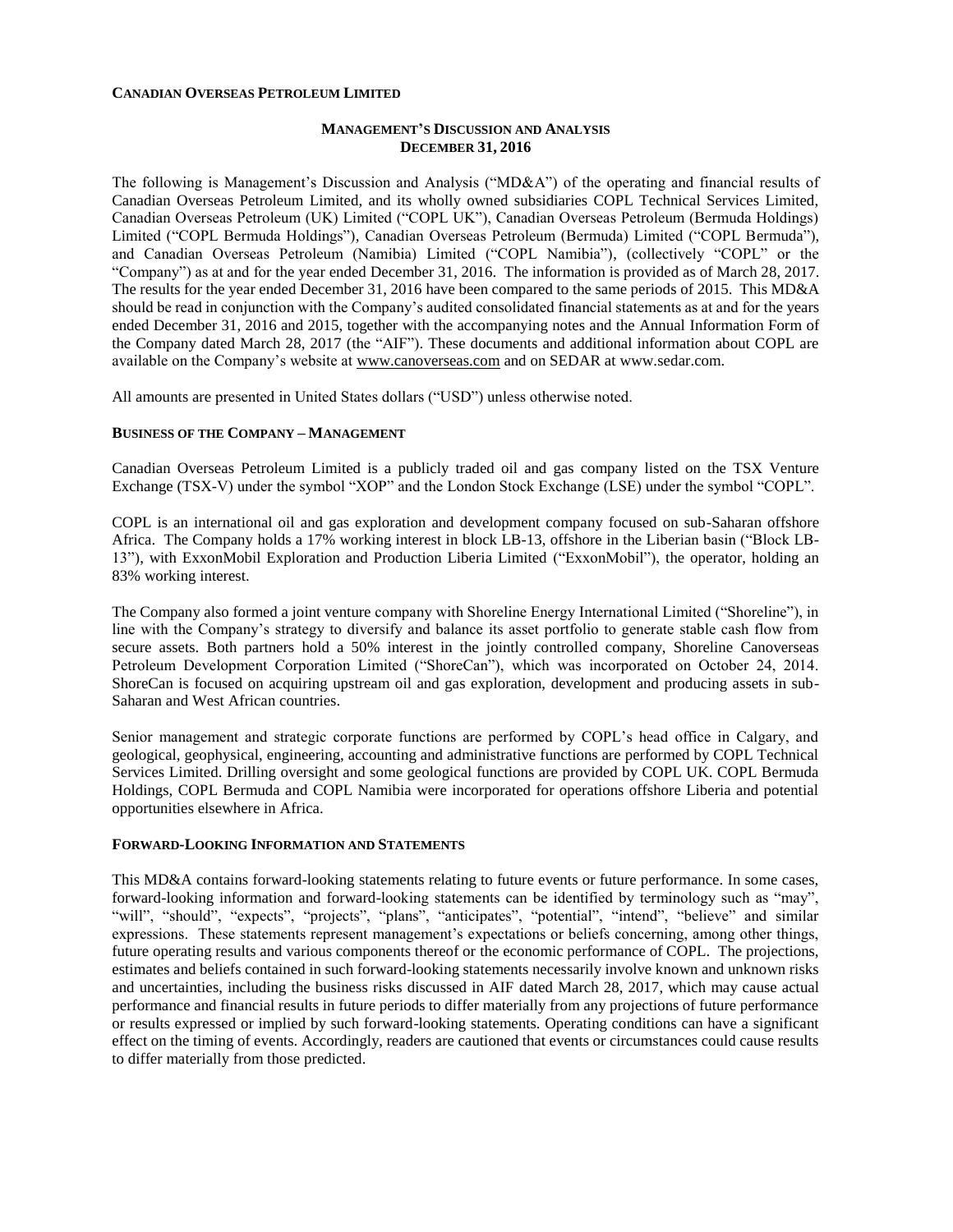**CANADIAN OVERSEAS PETROLEUM LIMITED**

**MANAGEMENT'S DISCUSSION AND ANALYSIS**
**DECEMBER 31, 2016**

The following is Management's Discussion and Analysis ("MD&A") of the operating and financial results of Canadian Overseas Petroleum Limited, and its wholly owned subsidiaries COPL Technical Services Limited, Canadian Overseas Petroleum (UK) Limited ("COPL UK"), Canadian Overseas Petroleum (Bermuda Holdings) Limited ("COPL Bermuda Holdings"), Canadian Overseas Petroleum (Bermuda) Limited ("COPL Bermuda"), and Canadian Overseas Petroleum (Namibia) Limited ("COPL Namibia"), (collectively "COPL" or the "Company") as at and for the year ended December 31, 2016. The information is provided as of March 28, 2017. The results for the year ended December 31, 2016 have been compared to the same periods of 2015. This MD&A should be read in conjunction with the Company's audited consolidated financial statements as at and for the years ended December 31, 2016 and 2015, together with the accompanying notes and the Annual Information Form of the Company dated March 28, 2017 (the "AIF"). These documents and additional information about COPL are available on the Company's website at www.canoverseas.com and on SEDAR at www.sedar.com.

All amounts are presented in United States dollars ("USD") unless otherwise noted.

**BUSINESS OF THE COMPANY – MANAGEMENT**

Canadian Overseas Petroleum Limited is a publicly traded oil and gas company listed on the TSX Venture Exchange (TSX-V) under the symbol "XOP" and the London Stock Exchange (LSE) under the symbol "COPL".

COPL is an international oil and gas exploration and development company focused on sub-Saharan offshore Africa. The Company holds a 17% working interest in block LB-13, offshore in the Liberian basin ("Block LB-13"), with ExxonMobil Exploration and Production Liberia Limited ("ExxonMobil"), the operator, holding an 83% working interest.

The Company also formed a joint venture company with Shoreline Energy International Limited ("Shoreline"), in line with the Company's strategy to diversify and balance its asset portfolio to generate stable cash flow from secure assets. Both partners hold a 50% interest in the jointly controlled company, Shoreline Canoverseas Petroleum Development Corporation Limited ("ShoreCan"), which was incorporated on October 24, 2014. ShoreCan is focused on acquiring upstream oil and gas exploration, development and producing assets in sub-Saharan and West African countries.

Senior management and strategic corporate functions are performed by COPL's head office in Calgary, and geological, geophysical, engineering, accounting and administrative functions are performed by COPL Technical Services Limited. Drilling oversight and some geological functions are provided by COPL UK. COPL Bermuda Holdings, COPL Bermuda and COPL Namibia were incorporated for operations offshore Liberia and potential opportunities elsewhere in Africa.

**FORWARD-LOOKING INFORMATION AND STATEMENTS**

This MD&A contains forward-looking statements relating to future events or future performance. In some cases, forward-looking information and forward-looking statements can be identified by terminology such as "may", "will", "should", "expects", "projects", "plans", "anticipates", "potential", "intend", "believe" and similar expressions. These statements represent management's expectations or beliefs concerning, among other things, future operating results and various components thereof or the economic performance of COPL. The projections, estimates and beliefs contained in such forward-looking statements necessarily involve known and unknown risks and uncertainties, including the business risks discussed in AIF dated March 28, 2017, which may cause actual performance and financial results in future periods to differ materially from any projections of future performance or results expressed or implied by such forward-looking statements. Operating conditions can have a significant effect on the timing of events. Accordingly, readers are cautioned that events or circumstances could cause results to differ materially from those predicted.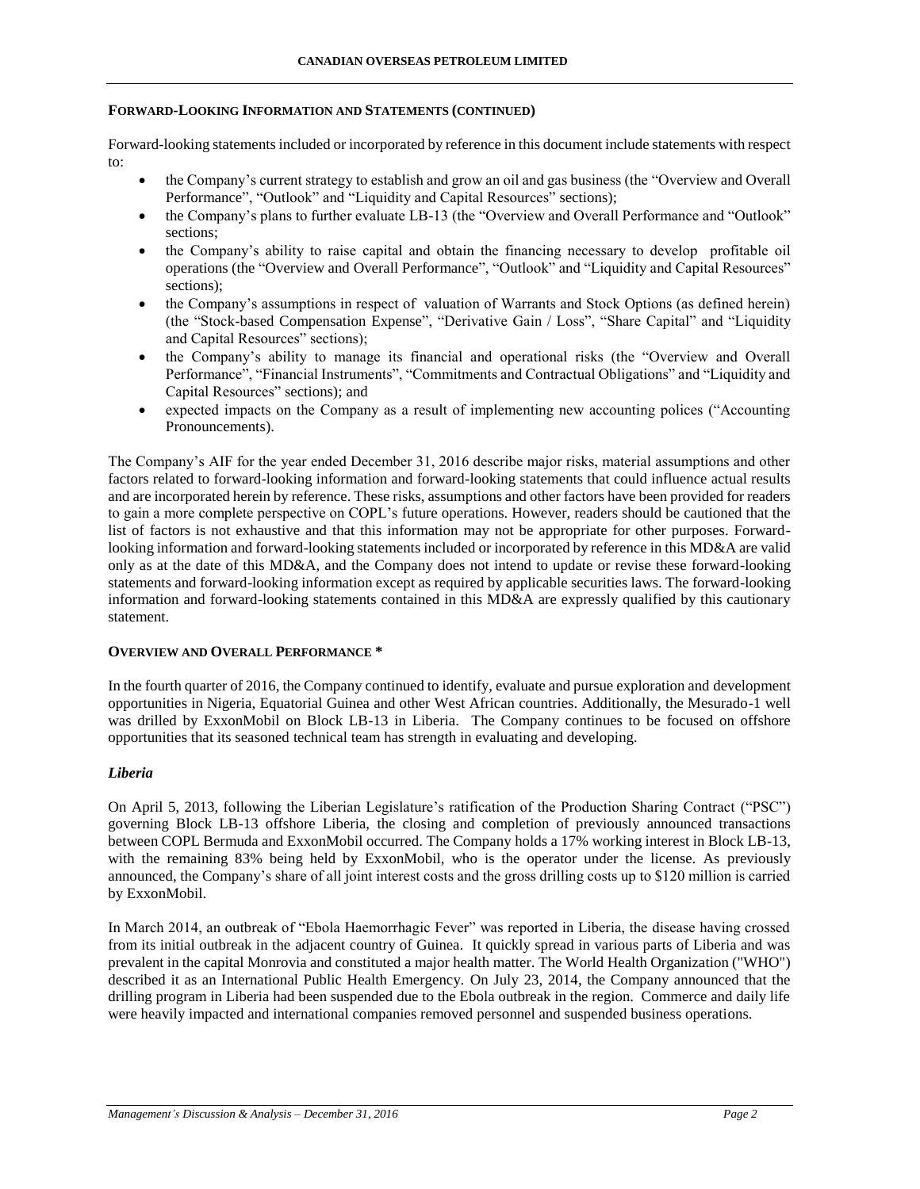## FORWARD-LOOKING INFORMATION AND STATEMENTS (CONTINUED)

Forward-looking statements included or incorporated by reference in this document include statements with respect to:

- the Company's current strategy to establish and grow an oil and gas business (the "Overview and Overall Performance", "Outlook" and "Liquidity and Capital Resources" sections);
- the Company's plans to further evaluate LB-13 (the "Overview and Overall Performance and "Outlook" sections;
- the Company's ability to raise capital and obtain the financing necessary to develop profitable oil operations (the "Overview and Overall Performance", "Outlook" and "Liquidity and Capital Resources" sections);
- the Company's assumptions in respect of valuation of Warrants and Stock Options (as defined herein) (the "Stock-based Compensation Expense", "Derivative Gain / Loss", "Share Capital" and "Liquidity and Capital Resources" sections);
- the Company's ability to manage its financial and operational risks (the "Overview and Overall Performance", "Financial Instruments", "Commitments and Contractual Obligations" and "Liquidity and Capital Resources" sections); and
- expected impacts on the Company as a result of implementing new accounting polices ("Accounting Pronouncements).

The Company's AIF for the year ended December 31, 2016 describe major risks, material assumptions and other factors related to forward-looking information and forward-looking statements that could influence actual results and are incorporated herein by reference. These risks, assumptions and other factors have been provided for readers to gain a more complete perspective on COPL's future operations. However, readers should be cautioned that the list of factors is not exhaustive and that this information may not be appropriate for other purposes. Forward-looking information and forward-looking statements included or incorporated by reference in this MD&A are valid only as at the date of this MD&A, and the Company does not intend to update or revise these forward-looking statements and forward-looking information except as required by applicable securities laws. The forward-looking information and forward-looking statements contained in this MD&A are expressly qualified by this cautionary statement.

## OVERVIEW AND OVERALL PERFORMANCE *

In the fourth quarter of 2016, the Company continued to identify, evaluate and pursue exploration and development opportunities in Nigeria, Equatorial Guinea and other West African countries. Additionally, the Mesurado-1 well was drilled by ExxonMobil on Block LB-13 in Liberia. The Company continues to be focused on offshore opportunities that its seasoned technical team has strength in evaluating and developing.

### *Liberia*

On April 5, 2013, following the Liberian Legislature's ratification of the Production Sharing Contract ("PSC") governing Block LB-13 offshore Liberia, the closing and completion of previously announced transactions between COPL Bermuda and ExxonMobil occurred. The Company holds a 17% working interest in Block LB-13, with the remaining 83% being held by ExxonMobil, who is the operator under the license. As previously announced, the Company's share of all joint interest costs and the gross drilling costs up to $120 million is carried by ExxonMobil.

In March 2014, an outbreak of "Ebola Haemorrhagic Fever" was reported in Liberia, the disease having crossed from its initial outbreak in the adjacent country of Guinea. It quickly spread in various parts of Liberia and was prevalent in the capital Monrovia and constituted a major health matter. The World Health Organization ("WHO") described it as an International Public Health Emergency. On July 23, 2014, the Company announced that the drilling program in Liberia had been suspended due to the Ebola outbreak in the region. Commerce and daily life were heavily impacted and international companies removed personnel and suspended business operations.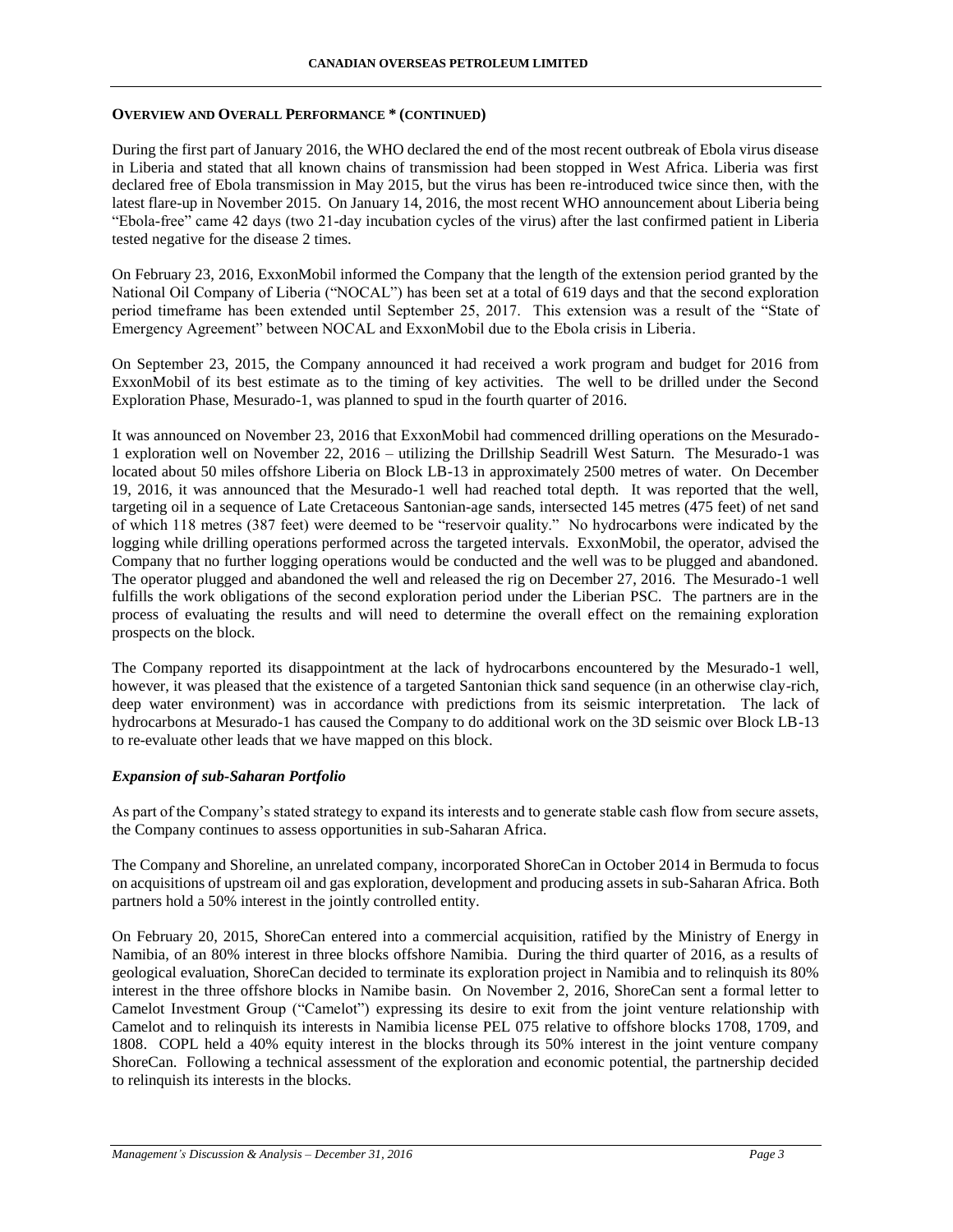## OVERVIEW AND OVERALL PERFORMANCE * (CONTINUED)

During the first part of January 2016, the WHO declared the end of the most recent outbreak of Ebola virus disease in Liberia and stated that all known chains of transmission had been stopped in West Africa. Liberia was first declared free of Ebola transmission in May 2015, but the virus has been re-introduced twice since then, with the latest flare-up in November 2015. On January 14, 2016, the most recent WHO announcement about Liberia being "Ebola-free" came 42 days (two 21-day incubation cycles of the virus) after the last confirmed patient in Liberia tested negative for the disease 2 times.

On February 23, 2016, ExxonMobil informed the Company that the length of the extension period granted by the National Oil Company of Liberia ("NOCAL") has been set at a total of 619 days and that the second exploration period timeframe has been extended until September 25, 2017. This extension was a result of the "State of Emergency Agreement" between NOCAL and ExxonMobil due to the Ebola crisis in Liberia.

On September 23, 2015, the Company announced it had received a work program and budget for 2016 from ExxonMobil of its best estimate as to the timing of key activities. The well to be drilled under the Second Exploration Phase, Mesurado-1, was planned to spud in the fourth quarter of 2016.

It was announced on November 23, 2016 that ExxonMobil had commenced drilling operations on the Mesurado-1 exploration well on November 22, 2016 – utilizing the Drillship Seadrill West Saturn. The Mesurado-1 was located about 50 miles offshore Liberia on Block LB-13 in approximately 2500 metres of water. On December 19, 2016, it was announced that the Mesurado-1 well had reached total depth. It was reported that the well, targeting oil in a sequence of Late Cretaceous Santonian-age sands, intersected 145 metres (475 feet) of net sand of which 118 metres (387 feet) were deemed to be "reservoir quality." No hydrocarbons were indicated by the logging while drilling operations performed across the targeted intervals. ExxonMobil, the operator, advised the Company that no further logging operations would be conducted and the well was to be plugged and abandoned. The operator plugged and abandoned the well and released the rig on December 27, 2016. The Mesurado-1 well fulfills the work obligations of the second exploration period under the Liberian PSC. The partners are in the process of evaluating the results and will need to determine the overall effect on the remaining exploration prospects on the block.

The Company reported its disappointment at the lack of hydrocarbons encountered by the Mesurado-1 well, however, it was pleased that the existence of a targeted Santonian thick sand sequence (in an otherwise clay-rich, deep water environment) was in accordance with predictions from its seismic interpretation. The lack of hydrocarbons at Mesurado-1 has caused the Company to do additional work on the 3D seismic over Block LB-13 to re-evaluate other leads that we have mapped on this block.

### *Expansion of sub-Saharan Portfolio*

As part of the Company's stated strategy to expand its interests and to generate stable cash flow from secure assets, the Company continues to assess opportunities in sub-Saharan Africa.

The Company and Shoreline, an unrelated company, incorporated ShoreCan in October 2014 in Bermuda to focus on acquisitions of upstream oil and gas exploration, development and producing assets in sub-Saharan Africa. Both partners hold a 50% interest in the jointly controlled entity.

On February 20, 2015, ShoreCan entered into a commercial acquisition, ratified by the Ministry of Energy in Namibia, of an 80% interest in three blocks offshore Namibia. During the third quarter of 2016, as a results of geological evaluation, ShoreCan decided to terminate its exploration project in Namibia and to relinquish its 80% interest in the three offshore blocks in Namibe basin. On November 2, 2016, ShoreCan sent a formal letter to Camelot Investment Group ("Camelot") expressing its desire to exit from the joint venture relationship with Camelot and to relinquish its interests in Namibia license PEL 075 relative to offshore blocks 1708, 1709, and 1808. COPL held a 40% equity interest in the blocks through its 50% interest in the joint venture company ShoreCan. Following a technical assessment of the exploration and economic potential, the partnership decided to relinquish its interests in the blocks.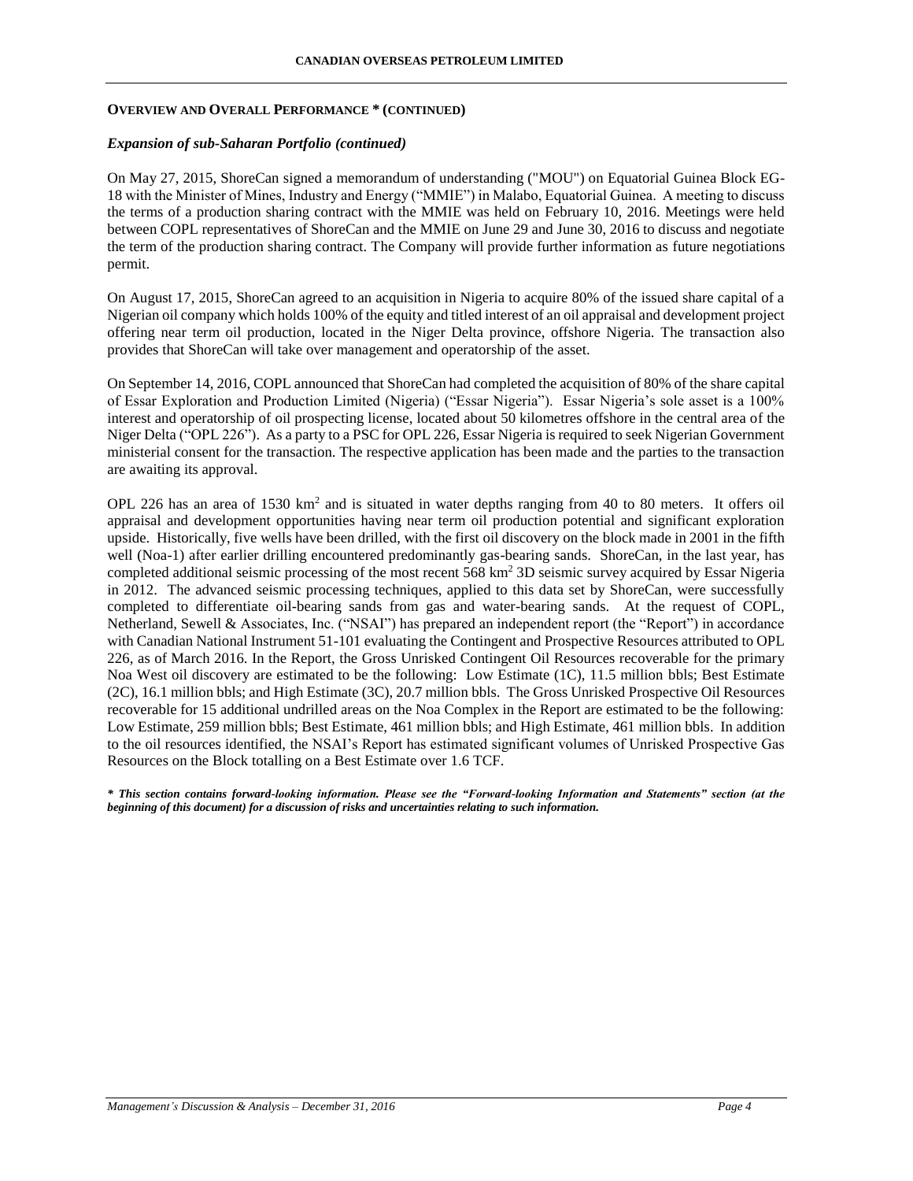## **OVERVIEW AND OVERALL PERFORMANCE * (CONTINUED)**

### *Expansion of sub-Saharan Portfolio (continued)*

On May 27, 2015, ShoreCan signed a memorandum of understanding ("MOU") on Equatorial Guinea Block EG-18 with the Minister of Mines, Industry and Energy ("MMIE") in Malabo, Equatorial Guinea. A meeting to discuss the terms of a production sharing contract with the MMIE was held on February 10, 2016. Meetings were held between COPL representatives of ShoreCan and the MMIE on June 29 and June 30, 2016 to discuss and negotiate the term of the production sharing contract. The Company will provide further information as future negotiations permit.

On August 17, 2015, ShoreCan agreed to an acquisition in Nigeria to acquire 80% of the issued share capital of a Nigerian oil company which holds 100% of the equity and titled interest of an oil appraisal and development project offering near term oil production, located in the Niger Delta province, offshore Nigeria. The transaction also provides that ShoreCan will take over management and operatorship of the asset.

On September 14, 2016, COPL announced that ShoreCan had completed the acquisition of 80% of the share capital of Essar Exploration and Production Limited (Nigeria) ("Essar Nigeria"). Essar Nigeria's sole asset is a 100% interest and operatorship of oil prospecting license, located about 50 kilometres offshore in the central area of the Niger Delta ("OPL 226"). As a party to a PSC for OPL 226, Essar Nigeria is required to seek Nigerian Government ministerial consent for the transaction. The respective application has been made and the parties to the transaction are awaiting its approval.

OPL 226 has an area of 1530 $km^2$ and is situated in water depths ranging from 40 to 80 meters. It offers oil appraisal and development opportunities having near term oil production potential and significant exploration upside. Historically, five wells have been drilled, with the first oil discovery on the block made in 2001 in the fifth well (Noa-1) after earlier drilling encountered predominantly gas-bearing sands. ShoreCan, in the last year, has completed additional seismic processing of the most recent 568 $km^2$ 3D seismic survey acquired by Essar Nigeria in 2012. The advanced seismic processing techniques, applied to this data set by ShoreCan, were successfully completed to differentiate oil-bearing sands from gas and water-bearing sands. At the request of COPL, Netherland, Sewell & Associates, Inc. ("NSAI") has prepared an independent report (the "Report") in accordance with Canadian National Instrument 51-101 evaluating the Contingent and Prospective Resources attributed to OPL 226, as of March 2016. In the Report, the Gross Unrisked Contingent Oil Resources recoverable for the primary Noa West oil discovery are estimated to be the following: Low Estimate (1C), 11.5 million bbls; Best Estimate (2C), 16.1 million bbls; and High Estimate (3C), 20.7 million bbls. The Gross Unrisked Prospective Oil Resources recoverable for 15 additional undrilled areas on the Noa Complex in the Report are estimated to be the following: Low Estimate, 259 million bbls; Best Estimate, 461 million bbls; and High Estimate, 461 million bbls. In addition to the oil resources identified, the NSAI's Report has estimated significant volumes of Unrisked Prospective Gas Resources on the Block totalling on a Best Estimate over 1.6 TCF.

***\* This section contains forward-looking information. Please see the "Forward-looking Information and Statements" section (at the beginning of this document) for a discussion of risks and uncertainties relating to such information.***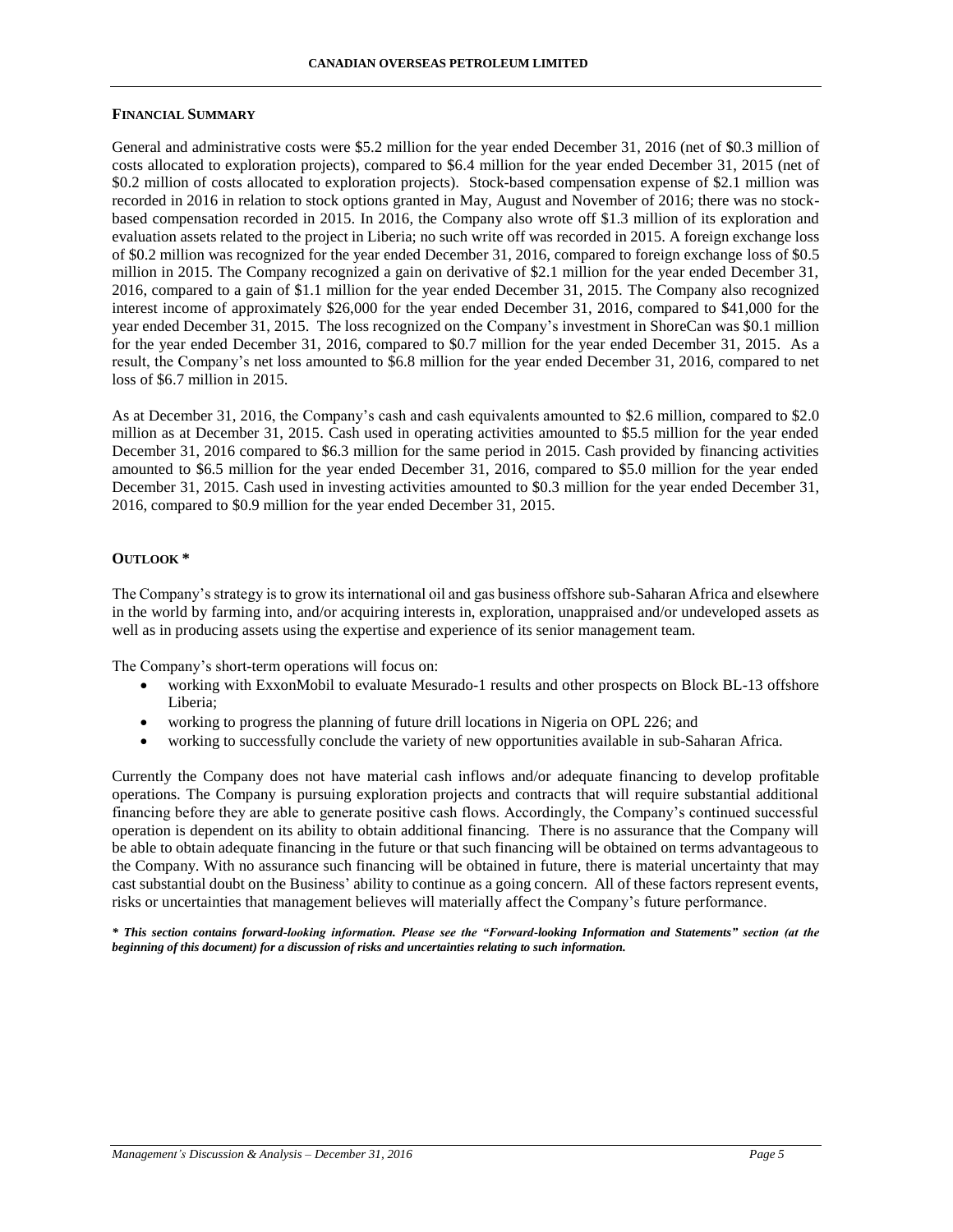## FINANCIAL SUMMARY

General and administrative costs were $5.2 million for the year ended December 31, 2016 (net of $0.3 million of costs allocated to exploration projects), compared to $6.4 million for the year ended December 31, 2015 (net of $0.2 million of costs allocated to exploration projects). Stock-based compensation expense of $2.1 million was recorded in 2016 in relation to stock options granted in May, August and November of 2016; there was no stock-based compensation recorded in 2015. In 2016, the Company also wrote off $1.3 million of its exploration and evaluation assets related to the project in Liberia; no such write off was recorded in 2015. A foreign exchange loss of $0.2 million was recognized for the year ended December 31, 2016, compared to foreign exchange loss of $0.5 million in 2015. The Company recognized a gain on derivative of $2.1 million for the year ended December 31, 2016, compared to a gain of $1.1 million for the year ended December 31, 2015. The Company also recognized interest income of approximately $26,000 for the year ended December 31, 2016, compared to $41,000 for the year ended December 31, 2015. The loss recognized on the Company's investment in ShoreCan was $0.1 million for the year ended December 31, 2016, compared to $0.7 million for the year ended December 31, 2015. As a result, the Company's net loss amounted to $6.8 million for the year ended December 31, 2016, compared to net loss of $6.7 million in 2015.

As at December 31, 2016, the Company's cash and cash equivalents amounted to $2.6 million, compared to $2.0 million as at December 31, 2015. Cash used in operating activities amounted to $5.5 million for the year ended December 31, 2016 compared to $6.3 million for the same period in 2015. Cash provided by financing activities amounted to $6.5 million for the year ended December 31, 2016, compared to $5.0 million for the year ended December 31, 2015. Cash used in investing activities amounted to $0.3 million for the year ended December 31, 2016, compared to $0.9 million for the year ended December 31, 2015.

## OUTLOOK *

The Company's strategy is to grow its international oil and gas business offshore sub-Saharan Africa and elsewhere in the world by farming into, and/or acquiring interests in, exploration, unappraised and/or undeveloped assets as well as in producing assets using the expertise and experience of its senior management team.

The Company's short-term operations will focus on:

- working with ExxonMobil to evaluate Mesurado-1 results and other prospects on Block BL-13 offshore Liberia;
- working to progress the planning of future drill locations in Nigeria on OPL 226; and
- working to successfully conclude the variety of new opportunities available in sub-Saharan Africa.

Currently the Company does not have material cash inflows and/or adequate financing to develop profitable operations. The Company is pursuing exploration projects and contracts that will require substantial additional financing before they are able to generate positive cash flows. Accordingly, the Company's continued successful operation is dependent on its ability to obtain additional financing. There is no assurance that the Company will be able to obtain adequate financing in the future or that such financing will be obtained on terms advantageous to the Company. With no assurance such financing will be obtained in future, there is material uncertainty that may cast substantial doubt on the Business' ability to continue as a going concern. All of these factors represent events, risks or uncertainties that management believes will materially affect the Company's future performance.

***\* This section contains forward-looking information. Please see the "Forward-looking Information and Statements" section (at the beginning of this document) for a discussion of risks and uncertainties relating to such information.***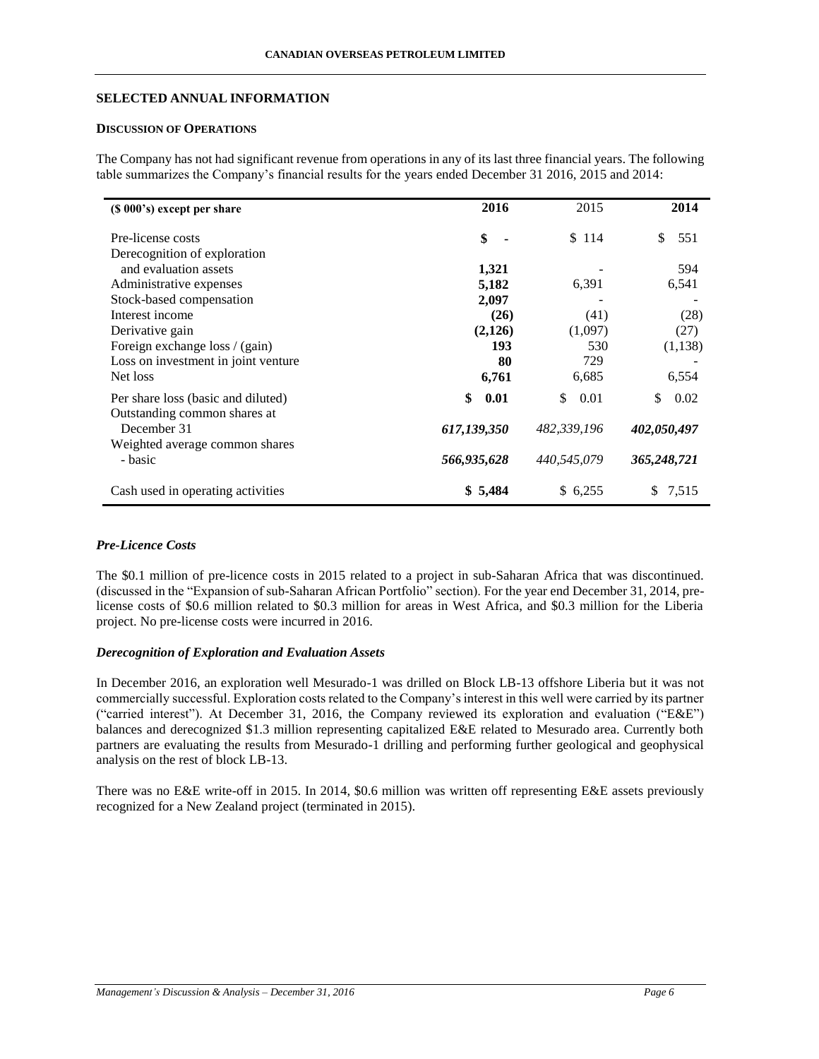## SELECTED ANNUAL INFORMATION

### DISCUSSION OF OPERATIONS

The Company has not had significant revenue from operations in any of its last three financial years. The following table summarizes the Company's financial results for the years ended December 31 2016, 2015 and 2014:

| ($ 000's) except per share | 2016 | 2015 | 2014 |
|---|---|---|---|
| Pre-license costs | **$ -** | $ 114 | $ 551 |
| Derecognition of exploration and evaluation assets | **1,321** | - | 594 |
| Administrative expenses | **5,182** | 6,391 | 6,541 |
| Stock-based compensation | **2,097** | - | - |
| Interest income | **(26)** | (41) | (28) |
| Derivative gain | **(2,126)** | (1,097) | (27) |
| Foreign exchange loss / (gain) | **193** | 530 | (1,138) |
| Loss on investment in joint venture | **80** | 729 | - |
| Net loss | **6,761** | 6,685 | 6,554 |
| Per share loss (basic and diluted) | **$ 0.01** | $ 0.01 | $ 0.02 |
| Outstanding common shares at December 31 | ***617,139,350*** | *482,339,196* | ***402,050,497*** |
| Weighted average common shares - basic | ***566,935,628*** | *440,545,079* | ***365,248,721*** |
| Cash used in operating activities | **$ 5,484** | $ 6,255 | $ 7,515 |

### *Pre-Licence Costs*

The $0.1 million of pre-licence costs in 2015 related to a project in sub-Saharan Africa that was discontinued. (discussed in the "Expansion of sub-Saharan African Portfolio" section). For the year end December 31, 2014, pre-license costs of $0.6 million related to $0.3 million for areas in West Africa, and $0.3 million for the Liberia project. No pre-license costs were incurred in 2016.

### *Derecognition of Exploration and Evaluation Assets*

In December 2016, an exploration well Mesurado-1 was drilled on Block LB-13 offshore Liberia but it was not commercially successful. Exploration costs related to the Company's interest in this well were carried by its partner ("carried interest"). At December 31, 2016, the Company reviewed its exploration and evaluation ("E&E") balances and derecognized $1.3 million representing capitalized E&E related to Mesurado area. Currently both partners are evaluating the results from Mesurado-1 drilling and performing further geological and geophysical analysis on the rest of block LB-13.

There was no E&E write-off in 2015. In 2014, $0.6 million was written off representing E&E assets previously recognized for a New Zealand project (terminated in 2015).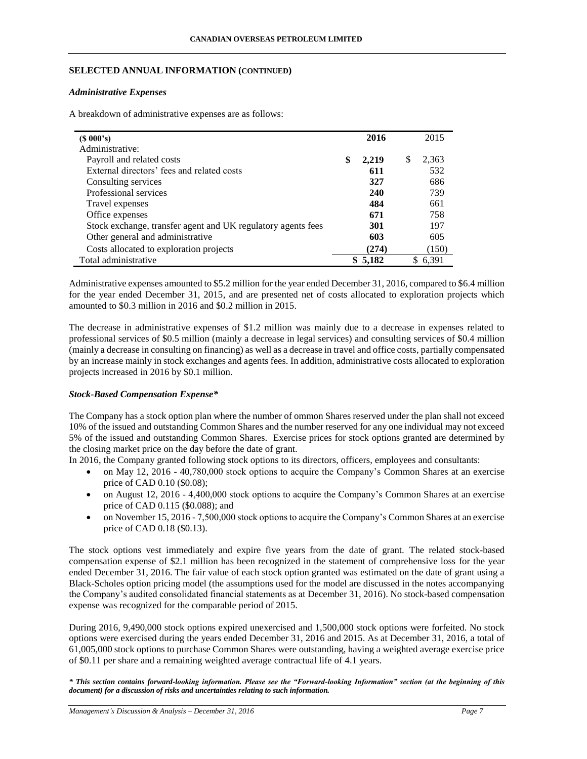## SELECTED ANNUAL INFORMATION (CONTINUED)

### *Administrative Expenses*

A breakdown of administrative expenses are as follows:

| ($ 000's) | 2016 | 2015 |
|---|---|---|
| Administrative: | | |
| Payroll and related costs | **$ 2,219** | $ 2,363 |
| External directors' fees and related costs | **611** | 532 |
| Consulting services | **327** | 686 |
| Professional services | **240** | 739 |
| Travel expenses | **484** | 661 |
| Office expenses | **671** | 758 |
| Stock exchange, transfer agent and UK regulatory agents fees | **301** | 197 |
| Other general and administrative | **603** | 605 |
| Costs allocated to exploration projects | **(274)** | (150) |
| Total administrative | **$ 5,182** | $ 6,391 |

Administrative expenses amounted to $5.2 million for the year ended December 31, 2016, compared to $6.4 million for the year ended December 31, 2015, and are presented net of costs allocated to exploration projects which amounted to $0.3 million in 2016 and $0.2 million in 2015.

The decrease in administrative expenses of $1.2 million was mainly due to a decrease in expenses related to professional services of $0.5 million (mainly a decrease in legal services) and consulting services of $0.4 million (mainly a decrease in consulting on financing) as well as a decrease in travel and office costs, partially compensated by an increase mainly in stock exchanges and agents fees. In addition, administrative costs allocated to exploration projects increased in 2016 by $0.1 million.

### *Stock-Based Compensation Expense**

The Company has a stock option plan where the number of ommon Shares reserved under the plan shall not exceed 10% of the issued and outstanding Common Shares and the number reserved for any one individual may not exceed 5% of the issued and outstanding Common Shares. Exercise prices for stock options granted are determined by the closing market price on the day before the date of grant.

In 2016, the Company granted following stock options to its directors, officers, employees and consultants:

- on May 12, 2016 - 40,780,000 stock options to acquire the Company's Common Shares at an exercise price of CAD 0.10 ($0.08);
- on August 12, 2016 - 4,400,000 stock options to acquire the Company's Common Shares at an exercise price of CAD 0.115 ($0.088); and
- on November 15, 2016 - 7,500,000 stock options to acquire the Company's Common Shares at an exercise price of CAD 0.18 ($0.13).

The stock options vest immediately and expire five years from the date of grant. The related stock-based compensation expense of $2.1 million has been recognized in the statement of comprehensive loss for the year ended December 31, 2016. The fair value of each stock option granted was estimated on the date of grant using a Black-Scholes option pricing model (the assumptions used for the model are discussed in the notes accompanying the Company's audited consolidated financial statements as at December 31, 2016). No stock-based compensation expense was recognized for the comparable period of 2015.

During 2016, 9,490,000 stock options expired unexercised and 1,500,000 stock options were forfeited. No stock options were exercised during the years ended December 31, 2016 and 2015. As at December 31, 2016, a total of 61,005,000 stock options to purchase Common Shares were outstanding, having a weighted average exercise price of $0.11 per share and a remaining weighted average contractual life of 4.1 years.

***\* This section contains forward-looking information. Please see the "Forward-looking Information" section (at the beginning of this document) for a discussion of risks and uncertainties relating to such information.***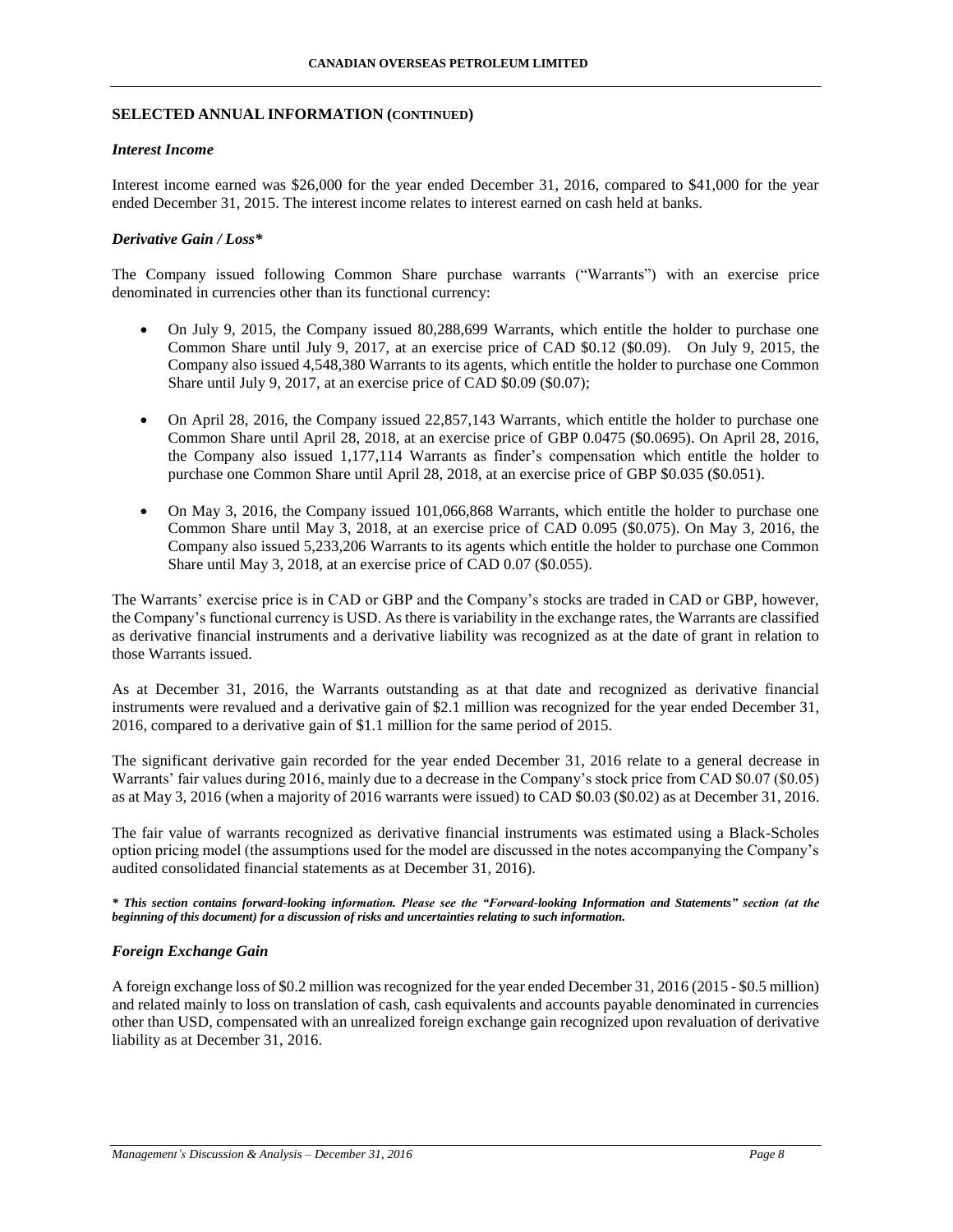## SELECTED ANNUAL INFORMATION (CONTINUED)

### *Interest Income*

Interest income earned was $26,000 for the year ended December 31, 2016, compared to $41,000 for the year ended December 31, 2015. The interest income relates to interest earned on cash held at banks.

### *Derivative Gain / Loss**

The Company issued following Common Share purchase warrants ("Warrants") with an exercise price denominated in currencies other than its functional currency:

- On July 9, 2015, the Company issued 80,288,699 Warrants, which entitle the holder to purchase one Common Share until July 9, 2017, at an exercise price of CAD $0.12 ($0.09). On July 9, 2015, the Company also issued 4,548,380 Warrants to its agents, which entitle the holder to purchase one Common Share until July 9, 2017, at an exercise price of CAD $0.09 ($0.07);
- On April 28, 2016, the Company issued 22,857,143 Warrants, which entitle the holder to purchase one Common Share until April 28, 2018, at an exercise price of GBP 0.0475 ($0.0695). On April 28, 2016, the Company also issued 1,177,114 Warrants as finder's compensation which entitle the holder to purchase one Common Share until April 28, 2018, at an exercise price of GBP $0.035 ($0.051).
- On May 3, 2016, the Company issued 101,066,868 Warrants, which entitle the holder to purchase one Common Share until May 3, 2018, at an exercise price of CAD 0.095 ($0.075). On May 3, 2016, the Company also issued 5,233,206 Warrants to its agents which entitle the holder to purchase one Common Share until May 3, 2018, at an exercise price of CAD 0.07 ($0.055).

The Warrants' exercise price is in CAD or GBP and the Company's stocks are traded in CAD or GBP, however, the Company's functional currency is USD. As there is variability in the exchange rates, the Warrants are classified as derivative financial instruments and a derivative liability was recognized as at the date of grant in relation to those Warrants issued.

As at December 31, 2016, the Warrants outstanding as at that date and recognized as derivative financial instruments were revalued and a derivative gain of $2.1 million was recognized for the year ended December 31, 2016, compared to a derivative gain of $1.1 million for the same period of 2015.

The significant derivative gain recorded for the year ended December 31, 2016 relate to a general decrease in Warrants' fair values during 2016, mainly due to a decrease in the Company's stock price from CAD $0.07 ($0.05) as at May 3, 2016 (when a majority of 2016 warrants were issued) to CAD $0.03 ($0.02) as at December 31, 2016.

The fair value of warrants recognized as derivative financial instruments was estimated using a Black-Scholes option pricing model (the assumptions used for the model are discussed in the notes accompanying the Company's audited consolidated financial statements as at December 31, 2016).

***\* This section contains forward-looking information. Please see the "Forward-looking Information and Statements" section (at the beginning of this document) for a discussion of risks and uncertainties relating to such information.***

### *Foreign Exchange Gain*

A foreign exchange loss of $0.2 million was recognized for the year ended December 31, 2016 (2015 - $0.5 million) and related mainly to loss on translation of cash, cash equivalents and accounts payable denominated in currencies other than USD, compensated with an unrealized foreign exchange gain recognized upon revaluation of derivative liability as at December 31, 2016.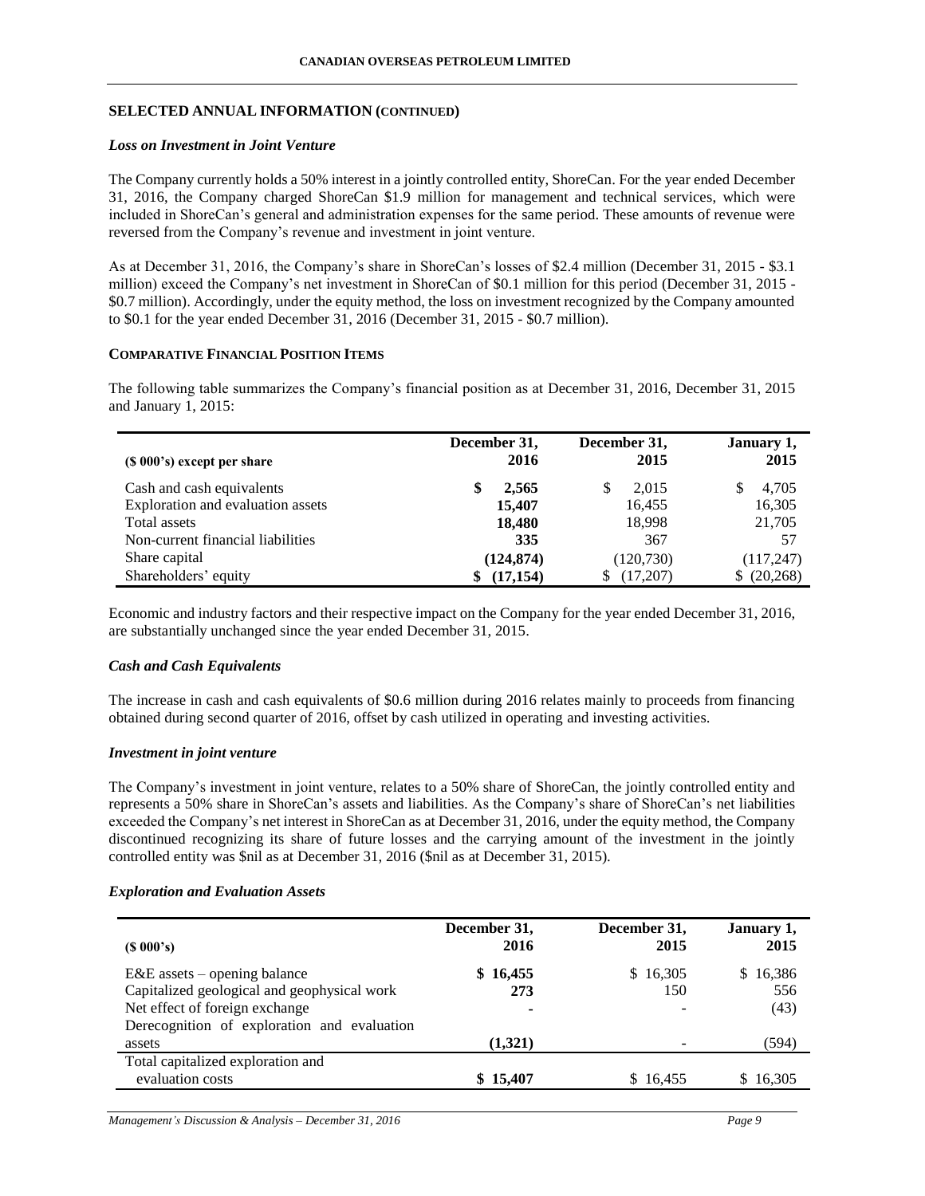## SELECTED ANNUAL INFORMATION (CONTINUED)

### *Loss on Investment in Joint Venture*

The Company currently holds a 50% interest in a jointly controlled entity, ShoreCan. For the year ended December 31, 2016, the Company charged ShoreCan $1.9 million for management and technical services, which were included in ShoreCan's general and administration expenses for the same period. These amounts of revenue were reversed from the Company's revenue and investment in joint venture.

As at December 31, 2016, the Company's share in ShoreCan's losses of $2.4 million (December 31, 2015 - $3.1 million) exceed the Company's net investment in ShoreCan of $0.1 million for this period (December 31, 2015 - $0.7 million). Accordingly, under the equity method, the loss on investment recognized by the Company amounted to $0.1 for the year ended December 31, 2016 (December 31, 2015 - $0.7 million).

## COMPARATIVE FINANCIAL POSITION ITEMS

The following table summarizes the Company's financial position as at December 31, 2016, December 31, 2015 and January 1, 2015:

| ($ 000's) except per share | December 31, 2016 | December 31, 2015 | January 1, 2015 |
|---|---|---|---|
| Cash and cash equivalents | **$ 2,565** | $ 2,015 | $ 4,705 |
| Exploration and evaluation assets | **15,407** | 16,455 | 16,305 |
| Total assets | **18,480** | 18,998 | 21,705 |
| Non-current financial liabilities | **335** | 367 | 57 |
| Share capital | **(124,874)** | (120,730) | (117,247) |
| Shareholders' equity | **$ (17,154)** | $ (17,207) | $ (20,268) |

Economic and industry factors and their respective impact on the Company for the year ended December 31, 2016, are substantially unchanged since the year ended December 31, 2015.

### *Cash and Cash Equivalents*

The increase in cash and cash equivalents of $0.6 million during 2016 relates mainly to proceeds from financing obtained during second quarter of 2016, offset by cash utilized in operating and investing activities.

### *Investment in joint venture*

The Company's investment in joint venture, relates to a 50% share of ShoreCan, the jointly controlled entity and represents a 50% share in ShoreCan's assets and liabilities. As the Company's share of ShoreCan's net liabilities exceeded the Company's net interest in ShoreCan as at December 31, 2016, under the equity method, the Company discontinued recognizing its share of future losses and the carrying amount of the investment in the jointly controlled entity was $nil as at December 31, 2016 ($nil as at December 31, 2015).

### *Exploration and Evaluation Assets*

| ($ 000's) | December 31, 2016 | December 31, 2015 | January 1, 2015 |
|---|---|---|---|
| E&E assets – opening balance | **$ 16,455** | $ 16,305 | $ 16,386 |
| Capitalized geological and geophysical work | **273** | 150 | 556 |
| Net effect of foreign exchange | **-** | - | (43) |
| Derecognition of exploration and evaluation assets | **(1,321)** | - | (594) |
| Total capitalized exploration and evaluation costs | **$ 15,407** | $ 16,455 | $ 16,305 |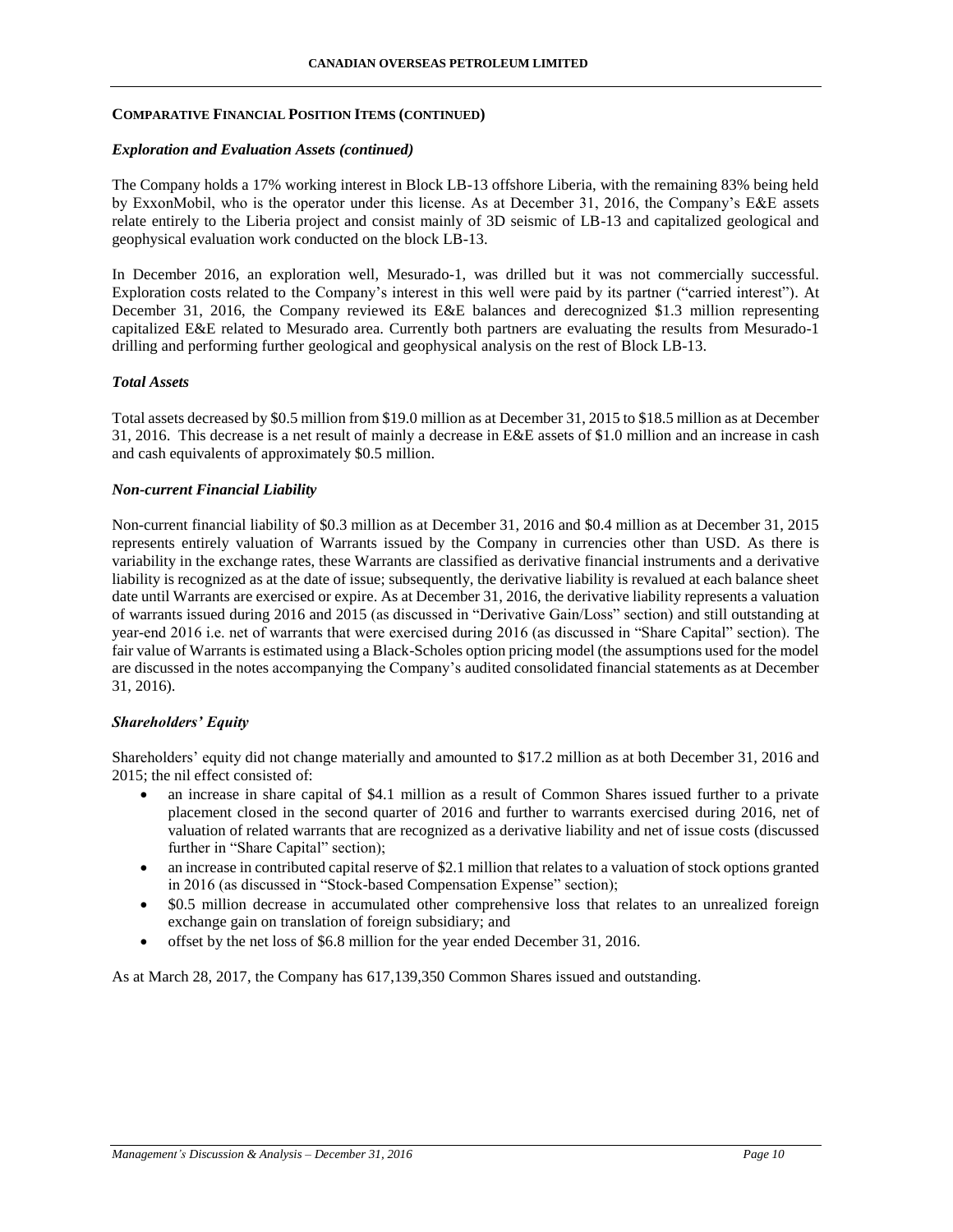## COMPARATIVE FINANCIAL POSITION ITEMS (CONTINUED)

### *Exploration and Evaluation Assets (continued)*

The Company holds a 17% working interest in Block LB-13 offshore Liberia, with the remaining 83% being held by ExxonMobil, who is the operator under this license. As at December 31, 2016, the Company's E&E assets relate entirely to the Liberia project and consist mainly of 3D seismic of LB-13 and capitalized geological and geophysical evaluation work conducted on the block LB-13.

In December 2016, an exploration well, Mesurado-1, was drilled but it was not commercially successful. Exploration costs related to the Company's interest in this well were paid by its partner ("carried interest"). At December 31, 2016, the Company reviewed its E&E balances and derecognized $1.3 million representing capitalized E&E related to Mesurado area. Currently both partners are evaluating the results from Mesurado-1 drilling and performing further geological and geophysical analysis on the rest of Block LB-13.

### *Total Assets*

Total assets decreased by $0.5 million from $19.0 million as at December 31, 2015 to $18.5 million as at December 31, 2016. This decrease is a net result of mainly a decrease in E&E assets of $1.0 million and an increase in cash and cash equivalents of approximately $0.5 million.

### *Non-current Financial Liability*

Non-current financial liability of $0.3 million as at December 31, 2016 and $0.4 million as at December 31, 2015 represents entirely valuation of Warrants issued by the Company in currencies other than USD. As there is variability in the exchange rates, these Warrants are classified as derivative financial instruments and a derivative liability is recognized as at the date of issue; subsequently, the derivative liability is revalued at each balance sheet date until Warrants are exercised or expire. As at December 31, 2016, the derivative liability represents a valuation of warrants issued during 2016 and 2015 (as discussed in "Derivative Gain/Loss" section) and still outstanding at year-end 2016 i.e. net of warrants that were exercised during 2016 (as discussed in "Share Capital" section). The fair value of Warrants is estimated using a Black-Scholes option pricing model (the assumptions used for the model are discussed in the notes accompanying the Company's audited consolidated financial statements as at December 31, 2016).

### *Shareholders' Equity*

Shareholders' equity did not change materially and amounted to $17.2 million as at both December 31, 2016 and 2015; the nil effect consisted of:

- an increase in share capital of $4.1 million as a result of Common Shares issued further to a private placement closed in the second quarter of 2016 and further to warrants exercised during 2016, net of valuation of related warrants that are recognized as a derivative liability and net of issue costs (discussed further in "Share Capital" section);
- an increase in contributed capital reserve of $2.1 million that relates to a valuation of stock options granted in 2016 (as discussed in "Stock-based Compensation Expense" section);
- $0.5 million decrease in accumulated other comprehensive loss that relates to an unrealized foreign exchange gain on translation of foreign subsidiary; and
- offset by the net loss of $6.8 million for the year ended December 31, 2016.

As at March 28, 2017, the Company has 617,139,350 Common Shares issued and outstanding.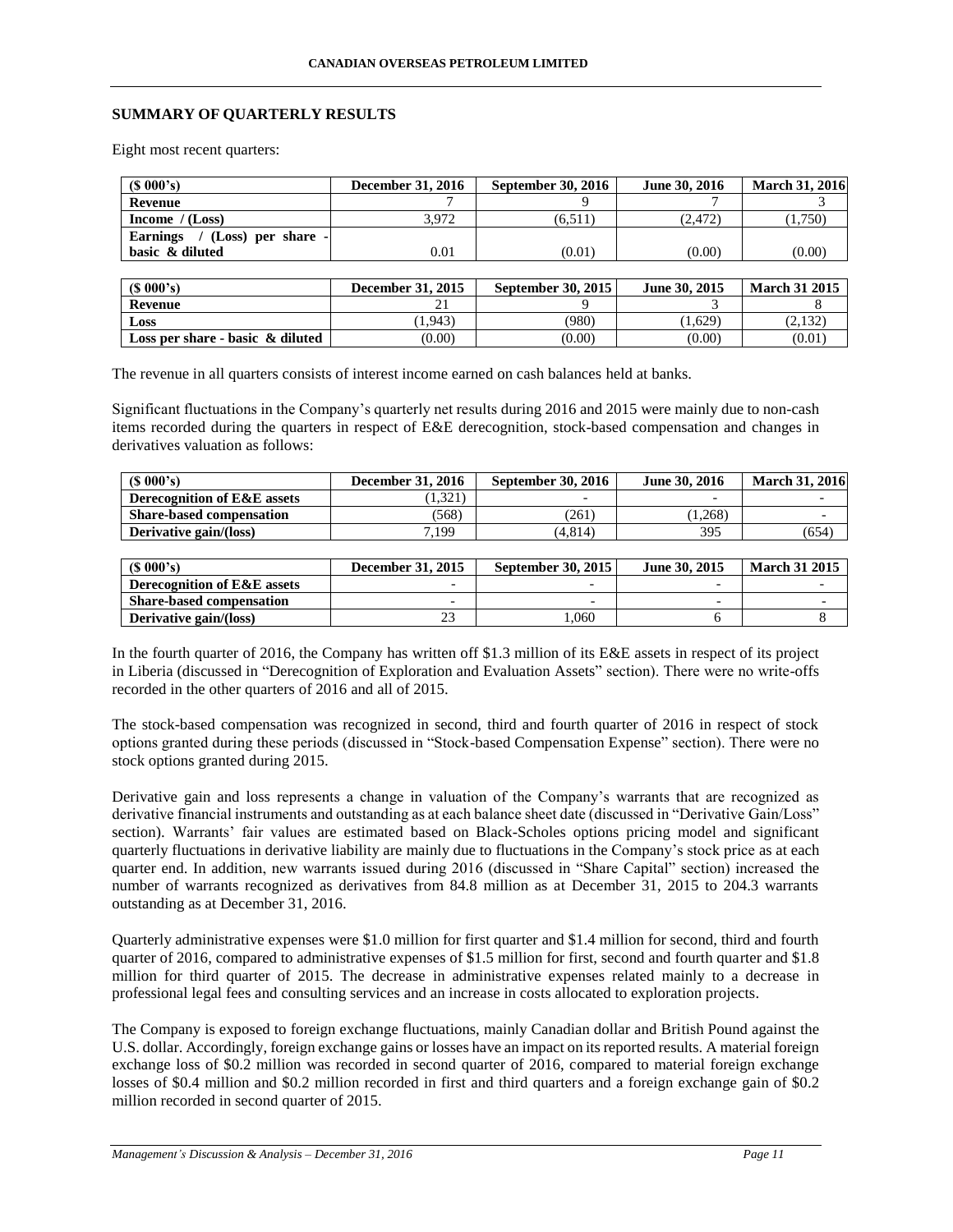## SUMMARY OF QUARTERLY RESULTS

Eight most recent quarters:

| ($ 000's) | December 31, 2016 | September 30, 2016 | June 30, 2016 | March 31, 2016 |
|---|---|---|---|---|
| **Revenue** | 7 | 9 | 7 | 3 |
| **Income / (Loss)** | 3,972 | (6,511) | (2,472) | (1,750) |
| **Earnings / (Loss) per share - basic & diluted** | 0.01 | (0.01) | (0.00) | (0.00) |

| ($ 000's) | December 31, 2015 | September 30, 2015 | June 30, 2015 | March 31 2015 |
|---|---|---|---|---|
| **Revenue** | 21 | 9 | 3 | 8 |
| **Loss** | (1,943) | (980) | (1,629) | (2,132) |
| **Loss per share - basic & diluted** | (0.00) | (0.00) | (0.00) | (0.01) |

The revenue in all quarters consists of interest income earned on cash balances held at banks.

Significant fluctuations in the Company's quarterly net results during 2016 and 2015 were mainly due to non-cash items recorded during the quarters in respect of E&E derecognition, stock-based compensation and changes in derivatives valuation as follows:

| ($ 000's) | December 31, 2016 | September 30, 2016 | June 30, 2016 | March 31, 2016 |
|---|---|---|---|---|
| **Derecognition of E&E assets** | (1,321) | - | - | - |
| **Share-based compensation** | (568) | (261) | (1,268) | - |
| **Derivative gain/(loss)** | 7,199 | (4,814) | 395 | (654) |

| ($ 000's) | December 31, 2015 | September 30, 2015 | June 30, 2015 | March 31 2015 |
|---|---|---|---|---|
| **Derecognition of E&E assets** | - | - | - | - |
| **Share-based compensation** | - | - | - | - |
| **Derivative gain/(loss)** | 23 | 1,060 | 6 | 8 |

In the fourth quarter of 2016, the Company has written off $1.3 million of its E&E assets in respect of its project in Liberia (discussed in "Derecognition of Exploration and Evaluation Assets" section). There were no write-offs recorded in the other quarters of 2016 and all of 2015.

The stock-based compensation was recognized in second, third and fourth quarter of 2016 in respect of stock options granted during these periods (discussed in "Stock-based Compensation Expense" section). There were no stock options granted during 2015.

Derivative gain and loss represents a change in valuation of the Company's warrants that are recognized as derivative financial instruments and outstanding as at each balance sheet date (discussed in "Derivative Gain/Loss" section). Warrants' fair values are estimated based on Black-Scholes options pricing model and significant quarterly fluctuations in derivative liability are mainly due to fluctuations in the Company's stock price as at each quarter end. In addition, new warrants issued during 2016 (discussed in "Share Capital" section) increased the number of warrants recognized as derivatives from 84.8 million as at December 31, 2015 to 204.3 warrants outstanding as at December 31, 2016.

Quarterly administrative expenses were $1.0 million for first quarter and $1.4 million for second, third and fourth quarter of 2016, compared to administrative expenses of $1.5 million for first, second and fourth quarter and $1.8 million for third quarter of 2015. The decrease in administrative expenses related mainly to a decrease in professional legal fees and consulting services and an increase in costs allocated to exploration projects.

The Company is exposed to foreign exchange fluctuations, mainly Canadian dollar and British Pound against the U.S. dollar. Accordingly, foreign exchange gains or losses have an impact on its reported results. A material foreign exchange loss of $0.2 million was recorded in second quarter of 2016, compared to material foreign exchange losses of $0.4 million and $0.2 million recorded in first and third quarters and a foreign exchange gain of $0.2 million recorded in second quarter of 2015.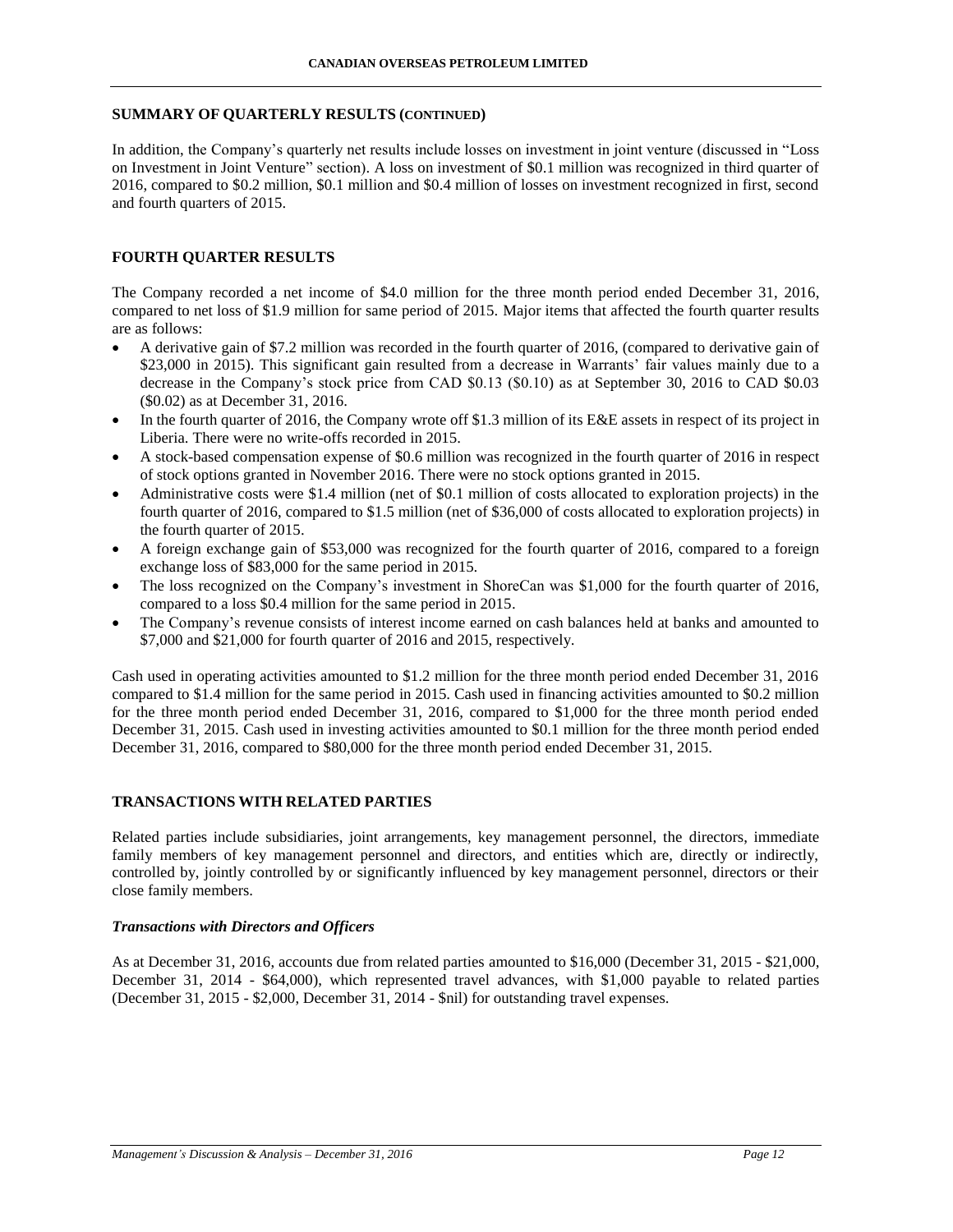## SUMMARY OF QUARTERLY RESULTS (CONTINUED)

In addition, the Company's quarterly net results include losses on investment in joint venture (discussed in "Loss on Investment in Joint Venture" section). A loss on investment of $0.1 million was recognized in third quarter of 2016, compared to $0.2 million, $0.1 million and $0.4 million of losses on investment recognized in first, second and fourth quarters of 2015.

## FOURTH QUARTER RESULTS

The Company recorded a net income of $4.0 million for the three month period ended December 31, 2016, compared to net loss of $1.9 million for same period of 2015. Major items that affected the fourth quarter results are as follows:

- A derivative gain of $7.2 million was recorded in the fourth quarter of 2016, (compared to derivative gain of $23,000 in 2015). This significant gain resulted from a decrease in Warrants' fair values mainly due to a decrease in the Company's stock price from CAD $0.13 ($0.10) as at September 30, 2016 to CAD $0.03 ($0.02) as at December 31, 2016.
- In the fourth quarter of 2016, the Company wrote off $1.3 million of its E&E assets in respect of its project in Liberia. There were no write-offs recorded in 2015.
- A stock-based compensation expense of $0.6 million was recognized in the fourth quarter of 2016 in respect of stock options granted in November 2016. There were no stock options granted in 2015.
- Administrative costs were $1.4 million (net of $0.1 million of costs allocated to exploration projects) in the fourth quarter of 2016, compared to $1.5 million (net of $36,000 of costs allocated to exploration projects) in the fourth quarter of 2015.
- A foreign exchange gain of $53,000 was recognized for the fourth quarter of 2016, compared to a foreign exchange loss of $83,000 for the same period in 2015.
- The loss recognized on the Company's investment in ShoreCan was $1,000 for the fourth quarter of 2016, compared to a loss $0.4 million for the same period in 2015.
- The Company's revenue consists of interest income earned on cash balances held at banks and amounted to $7,000 and $21,000 for fourth quarter of 2016 and 2015, respectively.

Cash used in operating activities amounted to $1.2 million for the three month period ended December 31, 2016 compared to $1.4 million for the same period in 2015. Cash used in financing activities amounted to $0.2 million for the three month period ended December 31, 2016, compared to $1,000 for the three month period ended December 31, 2015. Cash used in investing activities amounted to $0.1 million for the three month period ended December 31, 2016, compared to $80,000 for the three month period ended December 31, 2015.

## TRANSACTIONS WITH RELATED PARTIES

Related parties include subsidiaries, joint arrangements, key management personnel, the directors, immediate family members of key management personnel and directors, and entities which are, directly or indirectly, controlled by, jointly controlled by or significantly influenced by key management personnel, directors or their close family members.

### *Transactions with Directors and Officers*

As at December 31, 2016, accounts due from related parties amounted to $16,000 (December 31, 2015 - $21,000, December 31, 2014 - $64,000), which represented travel advances, with $1,000 payable to related parties (December 31, 2015 - $2,000, December 31, 2014 - $nil) for outstanding travel expenses.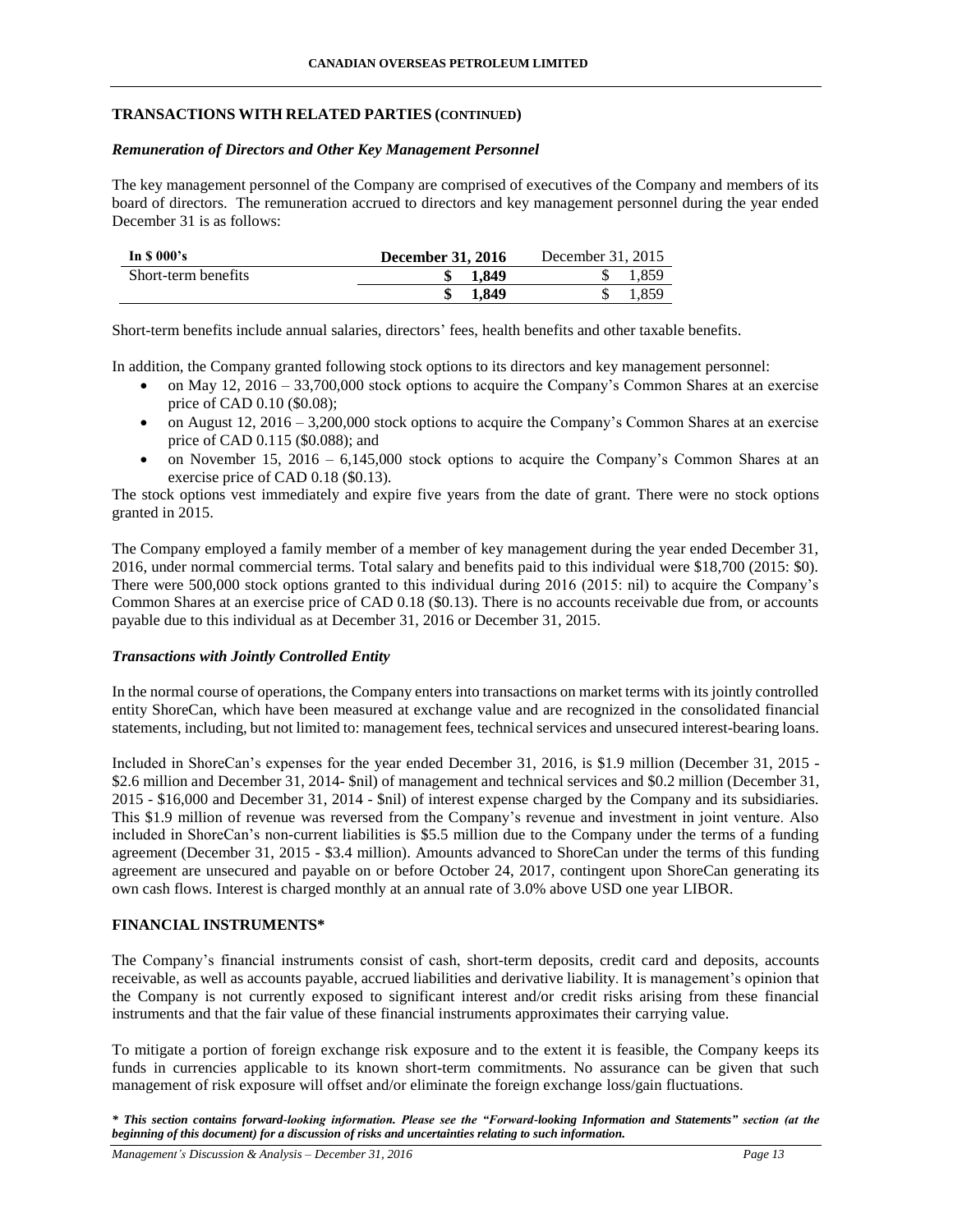## TRANSACTIONS WITH RELATED PARTIES (CONTINUED)

### *Remuneration of Directors and Other Key Management Personnel*

The key management personnel of the Company are comprised of executives of the Company and members of its board of directors. The remuneration accrued to directors and key management personnel during the year ended December 31 is as follows:

| In $ 000's | December 31, 2016 | December 31, 2015 |
|---|---|---|
| Short-term benefits | **$ 1,849** | $ 1,859 |
| | **$ 1,849** | $ 1,859 |

Short-term benefits include annual salaries, directors' fees, health benefits and other taxable benefits.

In addition, the Company granted following stock options to its directors and key management personnel:

- on May 12, 2016 – 33,700,000 stock options to acquire the Company's Common Shares at an exercise price of CAD 0.10 ($0.08);
- on August 12, 2016 – 3,200,000 stock options to acquire the Company's Common Shares at an exercise price of CAD 0.115 ($0.088); and
- on November 15, 2016 – 6,145,000 stock options to acquire the Company's Common Shares at an exercise price of CAD 0.18 ($0.13).

The stock options vest immediately and expire five years from the date of grant. There were no stock options granted in 2015.

The Company employed a family member of a member of key management during the year ended December 31, 2016, under normal commercial terms. Total salary and benefits paid to this individual were $18,700 (2015: $0). There were 500,000 stock options granted to this individual during 2016 (2015: nil) to acquire the Company's Common Shares at an exercise price of CAD 0.18 ($0.13). There is no accounts receivable due from, or accounts payable due to this individual as at December 31, 2016 or December 31, 2015.

### *Transactions with Jointly Controlled Entity*

In the normal course of operations, the Company enters into transactions on market terms with its jointly controlled entity ShoreCan, which have been measured at exchange value and are recognized in the consolidated financial statements, including, but not limited to: management fees, technical services and unsecured interest-bearing loans.

Included in ShoreCan's expenses for the year ended December 31, 2016, is $1.9 million (December 31, 2015 - $2.6 million and December 31, 2014- $nil) of management and technical services and $0.2 million (December 31, 2015 - $16,000 and December 31, 2014 - $nil) of interest expense charged by the Company and its subsidiaries. This $1.9 million of revenue was reversed from the Company's revenue and investment in joint venture. Also included in ShoreCan's non-current liabilities is $5.5 million due to the Company under the terms of a funding agreement (December 31, 2015 - $3.4 million). Amounts advanced to ShoreCan under the terms of this funding agreement are unsecured and payable on or before October 24, 2017, contingent upon ShoreCan generating its own cash flows. Interest is charged monthly at an annual rate of 3.0% above USD one year LIBOR.

## FINANCIAL INSTRUMENTS*

The Company's financial instruments consist of cash, short-term deposits, credit card and deposits, accounts receivable, as well as accounts payable, accrued liabilities and derivative liability. It is management's opinion that the Company is not currently exposed to significant interest and/or credit risks arising from these financial instruments and that the fair value of these financial instruments approximates their carrying value.

To mitigate a portion of foreign exchange risk exposure and to the extent it is feasible, the Company keeps its funds in currencies applicable to its known short-term commitments. No assurance can be given that such management of risk exposure will offset and/or eliminate the foreign exchange loss/gain fluctuations.

***\* This section contains forward-looking information. Please see the "Forward-looking Information and Statements" section (at the beginning of this document) for a discussion of risks and uncertainties relating to such information.***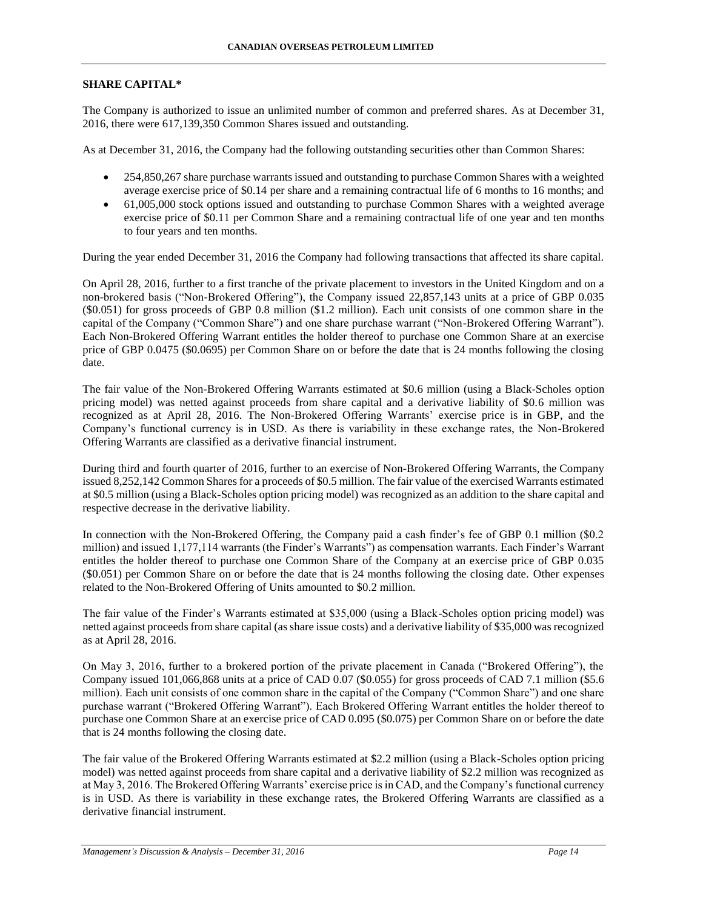## SHARE CAPITAL*

The Company is authorized to issue an unlimited number of common and preferred shares. As at December 31, 2016, there were 617,139,350 Common Shares issued and outstanding.

As at December 31, 2016, the Company had the following outstanding securities other than Common Shares:

- 254,850,267 share purchase warrants issued and outstanding to purchase Common Shares with a weighted average exercise price of $0.14 per share and a remaining contractual life of 6 months to 16 months; and
- 61,005,000 stock options issued and outstanding to purchase Common Shares with a weighted average exercise price of $0.11 per Common Share and a remaining contractual life of one year and ten months to four years and ten months.

During the year ended December 31, 2016 the Company had following transactions that affected its share capital.

On April 28, 2016, further to a first tranche of the private placement to investors in the United Kingdom and on a non-brokered basis ("Non-Brokered Offering"), the Company issued 22,857,143 units at a price of GBP 0.035 ($0.051) for gross proceeds of GBP 0.8 million ($1.2 million). Each unit consists of one common share in the capital of the Company ("Common Share") and one share purchase warrant ("Non-Brokered Offering Warrant"). Each Non-Brokered Offering Warrant entitles the holder thereof to purchase one Common Share at an exercise price of GBP 0.0475 ($0.0695) per Common Share on or before the date that is 24 months following the closing date.

The fair value of the Non-Brokered Offering Warrants estimated at $0.6 million (using a Black-Scholes option pricing model) was netted against proceeds from share capital and a derivative liability of $0.6 million was recognized as at April 28, 2016. The Non-Brokered Offering Warrants' exercise price is in GBP, and the Company's functional currency is in USD. As there is variability in these exchange rates, the Non-Brokered Offering Warrants are classified as a derivative financial instrument.

During third and fourth quarter of 2016, further to an exercise of Non-Brokered Offering Warrants, the Company issued 8,252,142 Common Shares for a proceeds of $0.5 million. The fair value of the exercised Warrants estimated at $0.5 million (using a Black-Scholes option pricing model) was recognized as an addition to the share capital and respective decrease in the derivative liability.

In connection with the Non-Brokered Offering, the Company paid a cash finder's fee of GBP 0.1 million ($0.2 million) and issued 1,177,114 warrants (the Finder's Warrants") as compensation warrants. Each Finder's Warrant entitles the holder thereof to purchase one Common Share of the Company at an exercise price of GBP 0.035 ($0.051) per Common Share on or before the date that is 24 months following the closing date. Other expenses related to the Non-Brokered Offering of Units amounted to $0.2 million.

The fair value of the Finder's Warrants estimated at $35,000 (using a Black-Scholes option pricing model) was netted against proceeds from share capital (as share issue costs) and a derivative liability of $35,000 was recognized as at April 28, 2016.

On May 3, 2016, further to a brokered portion of the private placement in Canada ("Brokered Offering"), the Company issued 101,066,868 units at a price of CAD 0.07 ($0.055) for gross proceeds of CAD 7.1 million ($5.6 million). Each unit consists of one common share in the capital of the Company ("Common Share") and one share purchase warrant ("Brokered Offering Warrant"). Each Brokered Offering Warrant entitles the holder thereof to purchase one Common Share at an exercise price of CAD 0.095 ($0.075) per Common Share on or before the date that is 24 months following the closing date.

The fair value of the Brokered Offering Warrants estimated at $2.2 million (using a Black-Scholes option pricing model) was netted against proceeds from share capital and a derivative liability of $2.2 million was recognized as at May 3, 2016. The Brokered Offering Warrants' exercise price is in CAD, and the Company's functional currency is in USD. As there is variability in these exchange rates, the Brokered Offering Warrants are classified as a derivative financial instrument.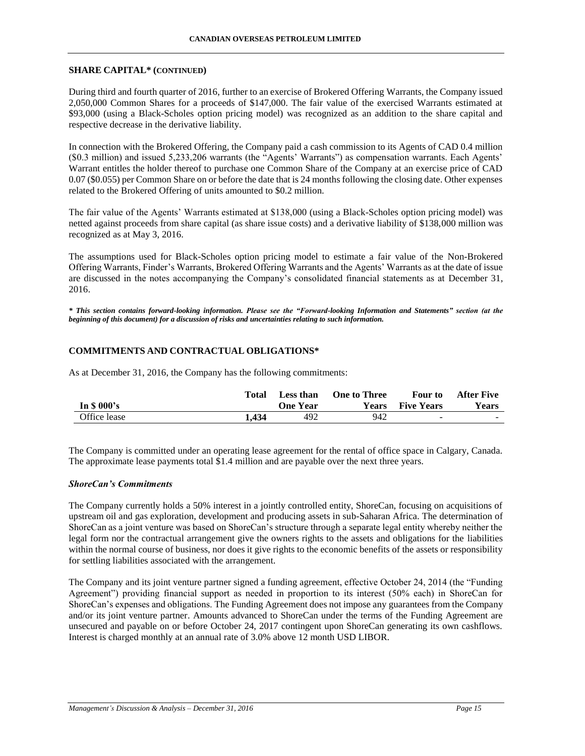## SHARE CAPITAL* (CONTINUED)

During third and fourth quarter of 2016, further to an exercise of Brokered Offering Warrants, the Company issued 2,050,000 Common Shares for a proceeds of $147,000. The fair value of the exercised Warrants estimated at $93,000 (using a Black-Scholes option pricing model) was recognized as an addition to the share capital and respective decrease in the derivative liability.

In connection with the Brokered Offering, the Company paid a cash commission to its Agents of CAD 0.4 million ($0.3 million) and issued 5,233,206 warrants (the "Agents' Warrants") as compensation warrants. Each Agents' Warrant entitles the holder thereof to purchase one Common Share of the Company at an exercise price of CAD 0.07 ($0.055) per Common Share on or before the date that is 24 months following the closing date. Other expenses related to the Brokered Offering of units amounted to $0.2 million.

The fair value of the Agents' Warrants estimated at $138,000 (using a Black-Scholes option pricing model) was netted against proceeds from share capital (as share issue costs) and a derivative liability of $138,000 million was recognized as at May 3, 2016.

The assumptions used for Black-Scholes option pricing model to estimate a fair value of the Non-Brokered Offering Warrants, Finder's Warrants, Brokered Offering Warrants and the Agents' Warrants as at the date of issue are discussed in the notes accompanying the Company's consolidated financial statements as at December 31, 2016.

***\* This section contains forward-looking information. Please see the "Forward-looking Information and Statements" section (at the beginning of this document) for a discussion of risks and uncertainties relating to such information.***

## COMMITMENTS AND CONTRACTUAL OBLIGATIONS*

As at December 31, 2016, the Company has the following commitments:

| In $ 000's | Total | Less than One Year | One to Three Years | Four to Five Years | After Five Years |
|---|---|---|---|---|---|
| Office lease | **1,434** | 492 | 942 | - | - |

The Company is committed under an operating lease agreement for the rental of office space in Calgary, Canada. The approximate lease payments total $1.4 million and are payable over the next three years.

### *ShoreCan's Commitments*

The Company currently holds a 50% interest in a jointly controlled entity, ShoreCan, focusing on acquisitions of upstream oil and gas exploration, development and producing assets in sub-Saharan Africa. The determination of ShoreCan as a joint venture was based on ShoreCan's structure through a separate legal entity whereby neither the legal form nor the contractual arrangement give the owners rights to the assets and obligations for the liabilities within the normal course of business, nor does it give rights to the economic benefits of the assets or responsibility for settling liabilities associated with the arrangement.

The Company and its joint venture partner signed a funding agreement, effective October 24, 2014 (the "Funding Agreement") providing financial support as needed in proportion to its interest (50% each) in ShoreCan for ShoreCan's expenses and obligations. The Funding Agreement does not impose any guarantees from the Company and/or its joint venture partner. Amounts advanced to ShoreCan under the terms of the Funding Agreement are unsecured and payable on or before October 24, 2017 contingent upon ShoreCan generating its own cashflows. Interest is charged monthly at an annual rate of 3.0% above 12 month USD LIBOR.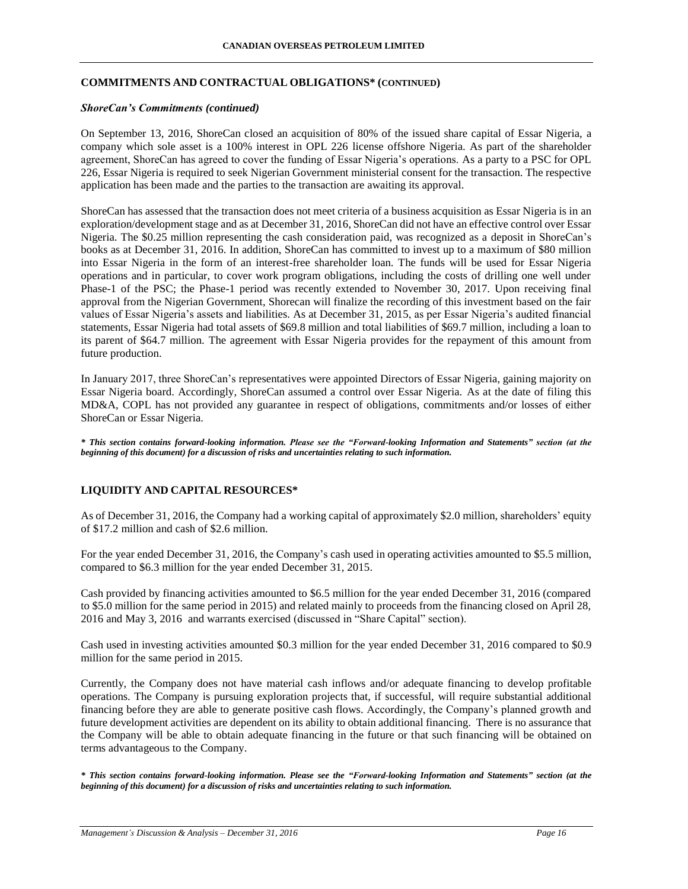## COMMITMENTS AND CONTRACTUAL OBLIGATIONS* (CONTINUED)

### *ShoreCan's Commitments (continued)*

On September 13, 2016, ShoreCan closed an acquisition of 80% of the issued share capital of Essar Nigeria, a company which sole asset is a 100% interest in OPL 226 license offshore Nigeria. As part of the shareholder agreement, ShoreCan has agreed to cover the funding of Essar Nigeria's operations. As a party to a PSC for OPL 226, Essar Nigeria is required to seek Nigerian Government ministerial consent for the transaction. The respective application has been made and the parties to the transaction are awaiting its approval.

ShoreCan has assessed that the transaction does not meet criteria of a business acquisition as Essar Nigeria is in an exploration/development stage and as at December 31, 2016, ShoreCan did not have an effective control over Essar Nigeria. The $0.25 million representing the cash consideration paid, was recognized as a deposit in ShoreCan's books as at December 31, 2016. In addition, ShoreCan has committed to invest up to a maximum of $80 million into Essar Nigeria in the form of an interest-free shareholder loan. The funds will be used for Essar Nigeria operations and in particular, to cover work program obligations, including the costs of drilling one well under Phase-1 of the PSC; the Phase-1 period was recently extended to November 30, 2017. Upon receiving final approval from the Nigerian Government, Shorecan will finalize the recording of this investment based on the fair values of Essar Nigeria's assets and liabilities. As at December 31, 2015, as per Essar Nigeria's audited financial statements, Essar Nigeria had total assets of $69.8 million and total liabilities of $69.7 million, including a loan to its parent of $64.7 million. The agreement with Essar Nigeria provides for the repayment of this amount from future production.

In January 2017, three ShoreCan's representatives were appointed Directors of Essar Nigeria, gaining majority on Essar Nigeria board. Accordingly, ShoreCan assumed a control over Essar Nigeria. As at the date of filing this MD&A, COPL has not provided any guarantee in respect of obligations, commitments and/or losses of either ShoreCan or Essar Nigeria.

***\* This section contains forward-looking information. Please see the "Forward-looking Information and Statements" section (at the beginning of this document) for a discussion of risks and uncertainties relating to such information.***

## LIQUIDITY AND CAPITAL RESOURCES*

As of December 31, 2016, the Company had a working capital of approximately $2.0 million, shareholders' equity of $17.2 million and cash of $2.6 million.

For the year ended December 31, 2016, the Company's cash used in operating activities amounted to $5.5 million, compared to $6.3 million for the year ended December 31, 2015.

Cash provided by financing activities amounted to $6.5 million for the year ended December 31, 2016 (compared to $5.0 million for the same period in 2015) and related mainly to proceeds from the financing closed on April 28, 2016 and May 3, 2016 and warrants exercised (discussed in "Share Capital" section).

Cash used in investing activities amounted $0.3 million for the year ended December 31, 2016 compared to $0.9 million for the same period in 2015.

Currently, the Company does not have material cash inflows and/or adequate financing to develop profitable operations. The Company is pursuing exploration projects that, if successful, will require substantial additional financing before they are able to generate positive cash flows. Accordingly, the Company's planned growth and future development activities are dependent on its ability to obtain additional financing. There is no assurance that the Company will be able to obtain adequate financing in the future or that such financing will be obtained on terms advantageous to the Company.

***\* This section contains forward-looking information. Please see the "Forward-looking Information and Statements" section (at the beginning of this document) for a discussion of risks and uncertainties relating to such information.***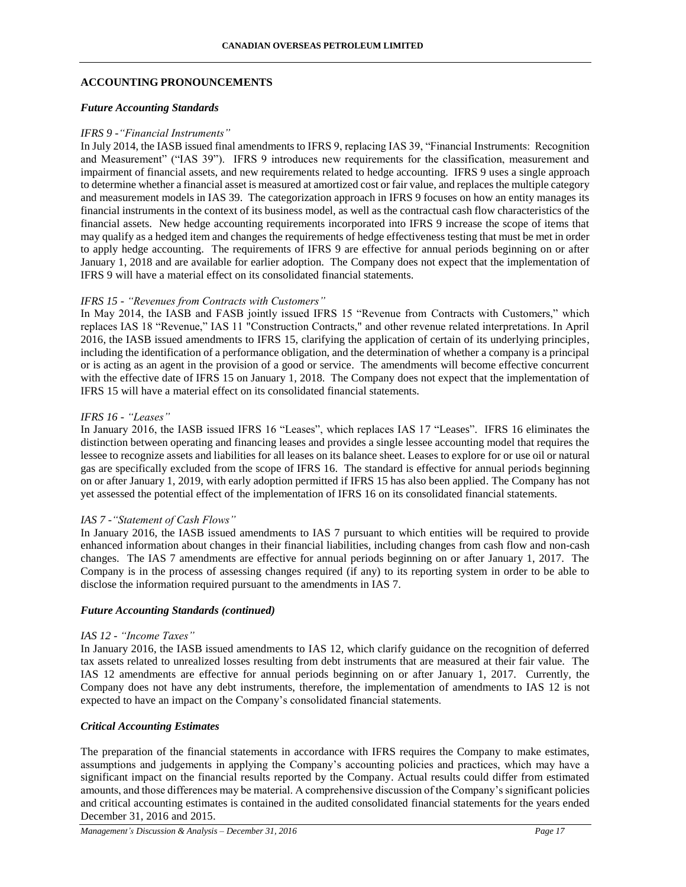## ACCOUNTING PRONOUNCEMENTS

### *Future Accounting Standards*

*IFRS 9 -"Financial Instruments"*

In July 2014, the IASB issued final amendments to IFRS 9, replacing IAS 39, "Financial Instruments: Recognition and Measurement" ("IAS 39"). IFRS 9 introduces new requirements for the classification, measurement and impairment of financial assets, and new requirements related to hedge accounting. IFRS 9 uses a single approach to determine whether a financial asset is measured at amortized cost or fair value, and replaces the multiple category and measurement models in IAS 39. The categorization approach in IFRS 9 focuses on how an entity manages its financial instruments in the context of its business model, as well as the contractual cash flow characteristics of the financial assets. New hedge accounting requirements incorporated into IFRS 9 increase the scope of items that may qualify as a hedged item and changes the requirements of hedge effectiveness testing that must be met in order to apply hedge accounting. The requirements of IFRS 9 are effective for annual periods beginning on or after January 1, 2018 and are available for earlier adoption. The Company does not expect that the implementation of IFRS 9 will have a material effect on its consolidated financial statements.

*IFRS 15 - "Revenues from Contracts with Customers"*

In May 2014, the IASB and FASB jointly issued IFRS 15 "Revenue from Contracts with Customers," which replaces IAS 18 "Revenue," IAS 11 "Construction Contracts," and other revenue related interpretations. In April 2016, the IASB issued amendments to IFRS 15, clarifying the application of certain of its underlying principles, including the identification of a performance obligation, and the determination of whether a company is a principal or is acting as an agent in the provision of a good or service. The amendments will become effective concurrent with the effective date of IFRS 15 on January 1, 2018. The Company does not expect that the implementation of IFRS 15 will have a material effect on its consolidated financial statements.

*IFRS 16 - "Leases"*

In January 2016, the IASB issued IFRS 16 "Leases", which replaces IAS 17 "Leases". IFRS 16 eliminates the distinction between operating and financing leases and provides a single lessee accounting model that requires the lessee to recognize assets and liabilities for all leases on its balance sheet. Leases to explore for or use oil or natural gas are specifically excluded from the scope of IFRS 16. The standard is effective for annual periods beginning on or after January 1, 2019, with early adoption permitted if IFRS 15 has also been applied. The Company has not yet assessed the potential effect of the implementation of IFRS 16 on its consolidated financial statements.

*IAS 7 -"Statement of Cash Flows"*

In January 2016, the IASB issued amendments to IAS 7 pursuant to which entities will be required to provide enhanced information about changes in their financial liabilities, including changes from cash flow and non-cash changes. The IAS 7 amendments are effective for annual periods beginning on or after January 1, 2017. The Company is in the process of assessing changes required (if any) to its reporting system in order to be able to disclose the information required pursuant to the amendments in IAS 7.

### *Future Accounting Standards (continued)*

*IAS 12 - "Income Taxes"*

In January 2016, the IASB issued amendments to IAS 12, which clarify guidance on the recognition of deferred tax assets related to unrealized losses resulting from debt instruments that are measured at their fair value. The IAS 12 amendments are effective for annual periods beginning on or after January 1, 2017. Currently, the Company does not have any debt instruments, therefore, the implementation of amendments to IAS 12 is not expected to have an impact on the Company's consolidated financial statements.

### *Critical Accounting Estimates*

The preparation of the financial statements in accordance with IFRS requires the Company to make estimates, assumptions and judgements in applying the Company's accounting policies and practices, which may have a significant impact on the financial results reported by the Company. Actual results could differ from estimated amounts, and those differences may be material. A comprehensive discussion of the Company's significant policies and critical accounting estimates is contained in the audited consolidated financial statements for the years ended December 31, 2016 and 2015.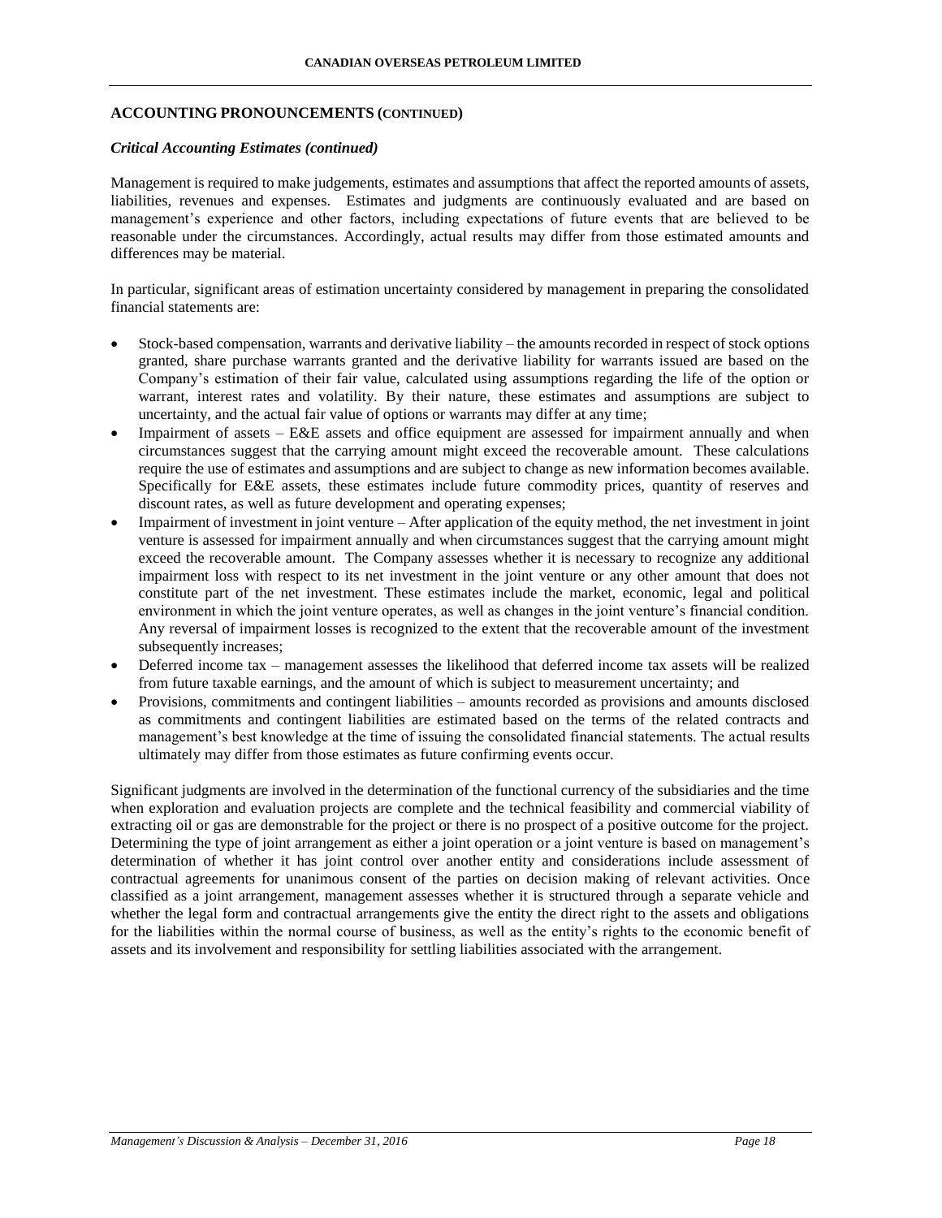## ACCOUNTING PRONOUNCEMENTS (CONTINUED)

### *Critical Accounting Estimates (continued)*

Management is required to make judgements, estimates and assumptions that affect the reported amounts of assets, liabilities, revenues and expenses. Estimates and judgments are continuously evaluated and are based on management's experience and other factors, including expectations of future events that are believed to be reasonable under the circumstances. Accordingly, actual results may differ from those estimated amounts and differences may be material.

In particular, significant areas of estimation uncertainty considered by management in preparing the consolidated financial statements are:

- Stock-based compensation, warrants and derivative liability – the amounts recorded in respect of stock options granted, share purchase warrants granted and the derivative liability for warrants issued are based on the Company's estimation of their fair value, calculated using assumptions regarding the life of the option or warrant, interest rates and volatility. By their nature, these estimates and assumptions are subject to uncertainty, and the actual fair value of options or warrants may differ at any time;
- Impairment of assets – E&E assets and office equipment are assessed for impairment annually and when circumstances suggest that the carrying amount might exceed the recoverable amount. These calculations require the use of estimates and assumptions and are subject to change as new information becomes available. Specifically for E&E assets, these estimates include future commodity prices, quantity of reserves and discount rates, as well as future development and operating expenses;
- Impairment of investment in joint venture – After application of the equity method, the net investment in joint venture is assessed for impairment annually and when circumstances suggest that the carrying amount might exceed the recoverable amount. The Company assesses whether it is necessary to recognize any additional impairment loss with respect to its net investment in the joint venture or any other amount that does not constitute part of the net investment. These estimates include the market, economic, legal and political environment in which the joint venture operates, as well as changes in the joint venture's financial condition. Any reversal of impairment losses is recognized to the extent that the recoverable amount of the investment subsequently increases;
- Deferred income tax – management assesses the likelihood that deferred income tax assets will be realized from future taxable earnings, and the amount of which is subject to measurement uncertainty; and
- Provisions, commitments and contingent liabilities – amounts recorded as provisions and amounts disclosed as commitments and contingent liabilities are estimated based on the terms of the related contracts and management's best knowledge at the time of issuing the consolidated financial statements. The actual results ultimately may differ from those estimates as future confirming events occur.

Significant judgments are involved in the determination of the functional currency of the subsidiaries and the time when exploration and evaluation projects are complete and the technical feasibility and commercial viability of extracting oil or gas are demonstrable for the project or there is no prospect of a positive outcome for the project. Determining the type of joint arrangement as either a joint operation or a joint venture is based on management's determination of whether it has joint control over another entity and considerations include assessment of contractual agreements for unanimous consent of the parties on decision making of relevant activities. Once classified as a joint arrangement, management assesses whether it is structured through a separate vehicle and whether the legal form and contractual arrangements give the entity the direct right to the assets and obligations for the liabilities within the normal course of business, as well as the entity's rights to the economic benefit of assets and its involvement and responsibility for settling liabilities associated with the arrangement.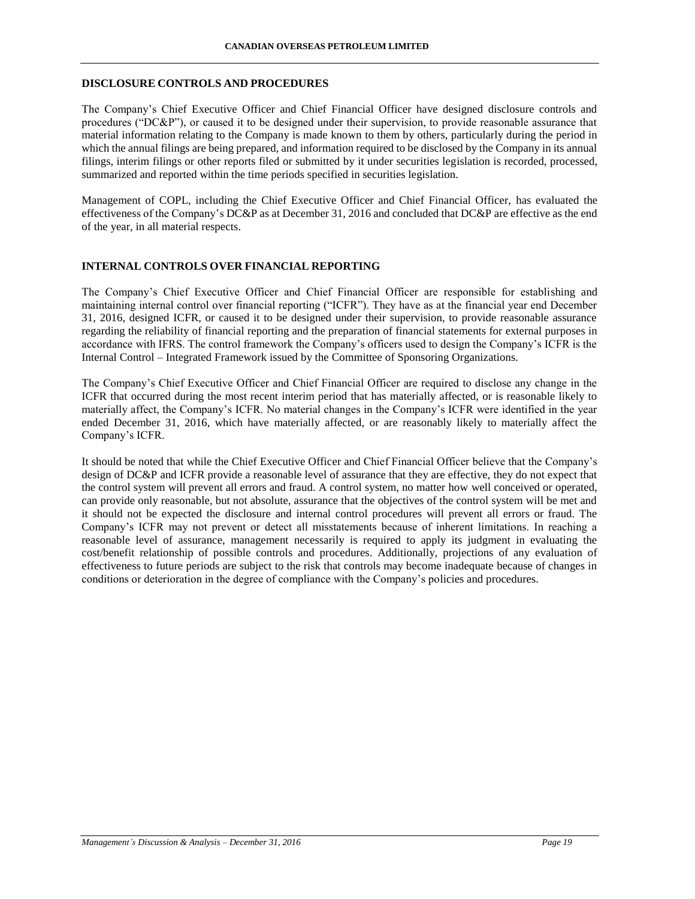## DISCLOSURE CONTROLS AND PROCEDURES

The Company's Chief Executive Officer and Chief Financial Officer have designed disclosure controls and procedures ("DC&P"), or caused it to be designed under their supervision, to provide reasonable assurance that material information relating to the Company is made known to them by others, particularly during the period in which the annual filings are being prepared, and information required to be disclosed by the Company in its annual filings, interim filings or other reports filed or submitted by it under securities legislation is recorded, processed, summarized and reported within the time periods specified in securities legislation.

Management of COPL, including the Chief Executive Officer and Chief Financial Officer, has evaluated the effectiveness of the Company's DC&P as at December 31, 2016 and concluded that DC&P are effective as the end of the year, in all material respects.

## INTERNAL CONTROLS OVER FINANCIAL REPORTING

The Company's Chief Executive Officer and Chief Financial Officer are responsible for establishing and maintaining internal control over financial reporting ("ICFR"). They have as at the financial year end December 31, 2016, designed ICFR, or caused it to be designed under their supervision, to provide reasonable assurance regarding the reliability of financial reporting and the preparation of financial statements for external purposes in accordance with IFRS. The control framework the Company's officers used to design the Company's ICFR is the Internal Control – Integrated Framework issued by the Committee of Sponsoring Organizations.

The Company's Chief Executive Officer and Chief Financial Officer are required to disclose any change in the ICFR that occurred during the most recent interim period that has materially affected, or is reasonable likely to materially affect, the Company's ICFR. No material changes in the Company's ICFR were identified in the year ended December 31, 2016, which have materially affected, or are reasonably likely to materially affect the Company's ICFR.

It should be noted that while the Chief Executive Officer and Chief Financial Officer believe that the Company's design of DC&P and ICFR provide a reasonable level of assurance that they are effective, they do not expect that the control system will prevent all errors and fraud. A control system, no matter how well conceived or operated, can provide only reasonable, but not absolute, assurance that the objectives of the control system will be met and it should not be expected the disclosure and internal control procedures will prevent all errors or fraud. The Company's ICFR may not prevent or detect all misstatements because of inherent limitations. In reaching a reasonable level of assurance, management necessarily is required to apply its judgment in evaluating the cost/benefit relationship of possible controls and procedures. Additionally, projections of any evaluation of effectiveness to future periods are subject to the risk that controls may become inadequate because of changes in conditions or deterioration in the degree of compliance with the Company's policies and procedures.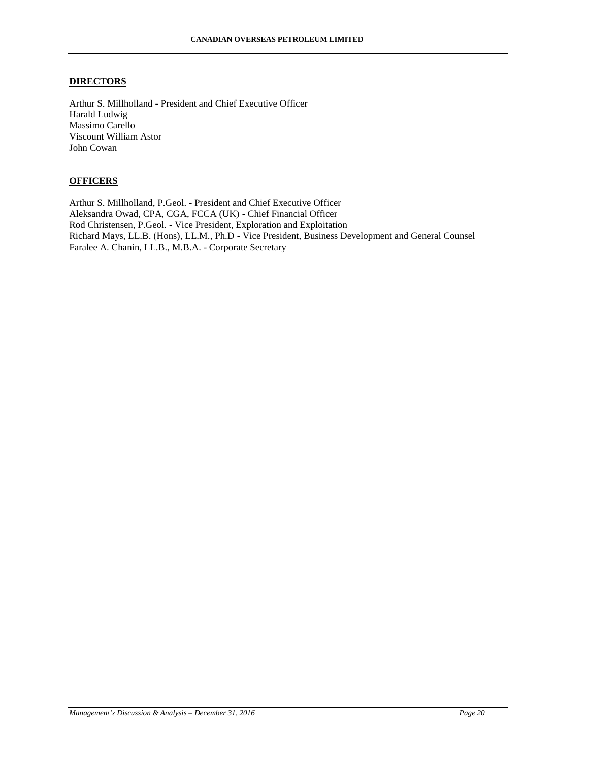## DIRECTORS

Arthur S. Millholland - President and Chief Executive Officer
Harald Ludwig
Massimo Carello
Viscount William Astor
John Cowan

## OFFICERS

Arthur S. Millholland, P.Geol. - President and Chief Executive Officer
Aleksandra Owad, CPA, CGA, FCCA (UK) - Chief Financial Officer
Rod Christensen, P.Geol. - Vice President, Exploration and Exploitation
Richard Mays, LL.B. (Hons), LL.M., Ph.D - Vice President, Business Development and General Counsel
Faralee A. Chanin, LL.B., M.B.A. - Corporate Secretary